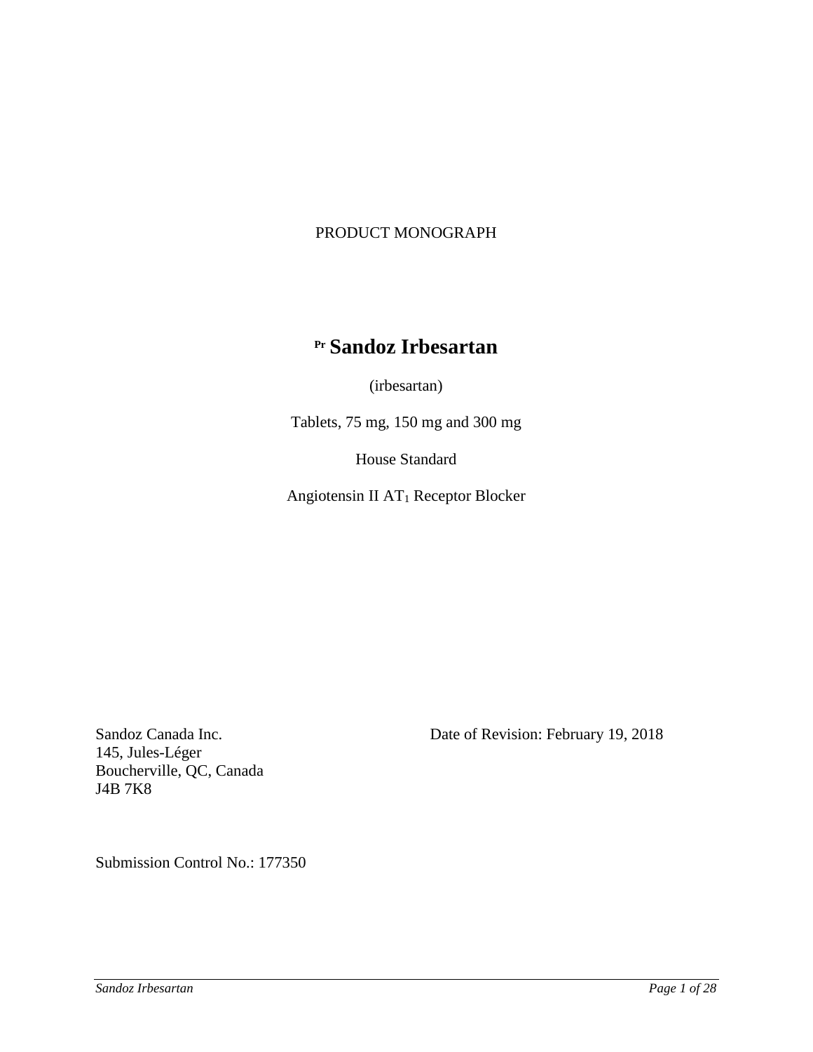PRODUCT MONOGRAPH

# [Pr] Sandoz Irbesartan

(irbesartan)

Tablets, 75 mg, 150 mg and 300 mg

House Standard

Angiotensin II $AT_1$ Receptor Blocker

Sandoz Canada Inc.
145, Jules-Léger
Boucherville, QC, Canada
J4B 7K8

Date of Revision: February 19, 2018

Submission Control No.: 177350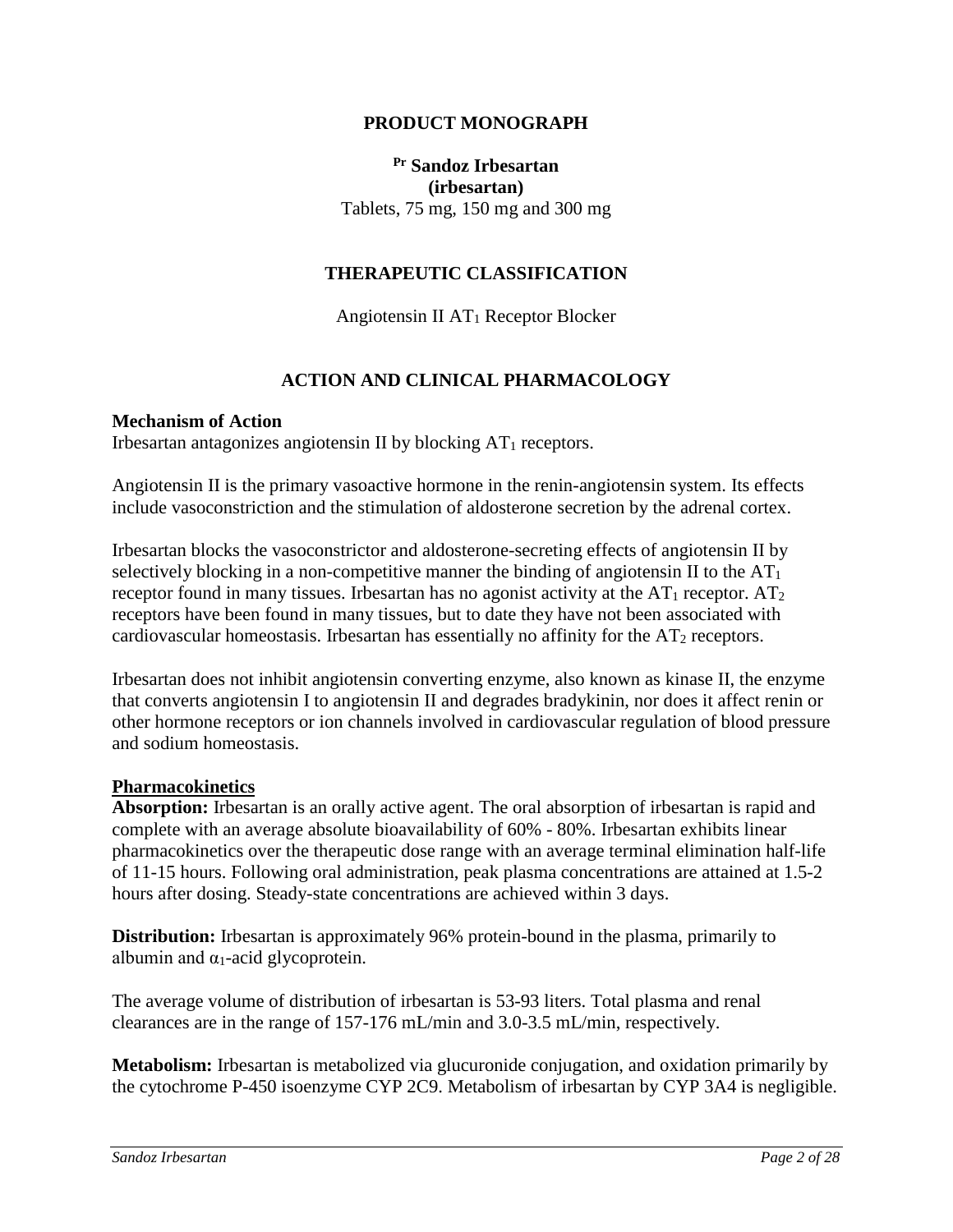# PRODUCT MONOGRAPH

**Pr Sandoz Irbesartan**
**(irbesartan)**
Tablets, 75 mg, 150 mg and 300 mg

## THERAPEUTIC CLASSIFICATION

Angiotensin II $AT_1$ Receptor Blocker

## ACTION AND CLINICAL PHARMACOLOGY

**Mechanism of Action**
Irbesartan antagonizes angiotensin II by blocking $AT_1$ receptors.

Angiotensin II is the primary vasoactive hormone in the renin-angiotensin system. Its effects include vasoconstriction and the stimulation of aldosterone secretion by the adrenal cortex.

Irbesartan blocks the vasoconstrictor and aldosterone-secreting effects of angiotensin II by selectively blocking in a non-competitive manner the binding of angiotensin II to the $AT_1$ receptor found in many tissues. Irbesartan has no agonist activity at the $AT_1$ receptor. $AT_2$ receptors have been found in many tissues, but to date they have not been associated with cardiovascular homeostasis. Irbesartan has essentially no affinity for the $AT_2$ receptors.

Irbesartan does not inhibit angiotensin converting enzyme, also known as kinase II, the enzyme that converts angiotensin I to angiotensin II and degrades bradykinin, nor does it affect renin or other hormone receptors or ion channels involved in cardiovascular regulation of blood pressure and sodium homeostasis.

**Pharmacokinetics**

**Absorption:** Irbesartan is an orally active agent. The oral absorption of irbesartan is rapid and complete with an average absolute bioavailability of 60% - 80%. Irbesartan exhibits linear pharmacokinetics over the therapeutic dose range with an average terminal elimination half-life of 11-15 hours. Following oral administration, peak plasma concentrations are attained at 1.5-2 hours after dosing. Steady-state concentrations are achieved within 3 days.

**Distribution:** Irbesartan is approximately 96% protein-bound in the plasma, primarily to albumin and $\alpha_1$-acid glycoprotein.

The average volume of distribution of irbesartan is 53-93 liters. Total plasma and renal clearances are in the range of 157-176 mL/min and 3.0-3.5 mL/min, respectively.

**Metabolism:** Irbesartan is metabolized via glucuronide conjugation, and oxidation primarily by the cytochrome P-450 isoenzyme CYP 2C9. Metabolism of irbesartan by CYP 3A4 is negligible.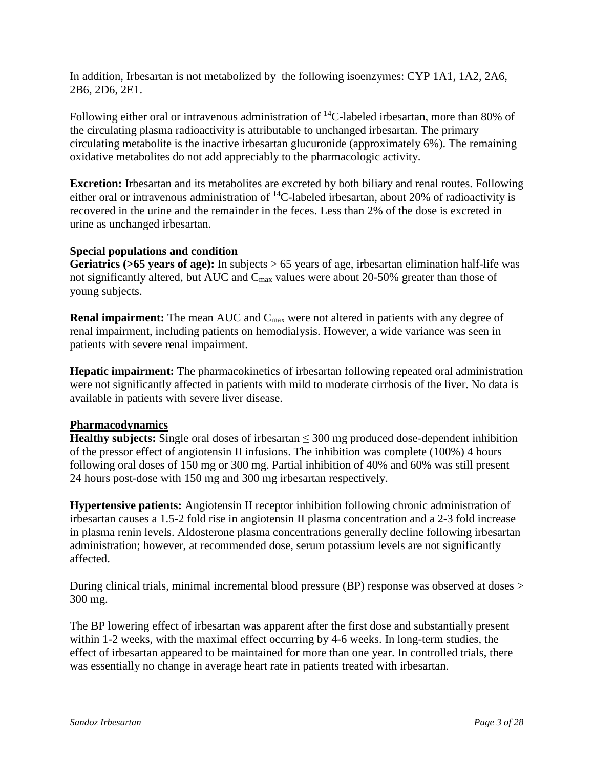In addition, Irbesartan is not metabolized by the following isoenzymes: CYP 1A1, 1A2, 2A6, 2B6, 2D6, 2E1.

Following either oral or intravenous administration of $^{14}C$-labeled irbesartan, more than 80% of the circulating plasma radioactivity is attributable to unchanged irbesartan. The primary circulating metabolite is the inactive irbesartan glucuronide (approximately 6%). The remaining oxidative metabolites do not add appreciably to the pharmacologic activity.

**Excretion:** Irbesartan and its metabolites are excreted by both biliary and renal routes. Following either oral or intravenous administration of $^{14}C$-labeled irbesartan, about 20% of radioactivity is recovered in the urine and the remainder in the feces. Less than 2% of the dose is excreted in urine as unchanged irbesartan.

**Special populations and condition**

**Geriatrics (>65 years of age):** In subjects > 65 years of age, irbesartan elimination half-life was not significantly altered, but AUC and $C_{max}$ values were about 20-50% greater than those of young subjects.

**Renal impairment:** The mean AUC and $C_{max}$ were not altered in patients with any degree of renal impairment, including patients on hemodialysis. However, a wide variance was seen in patients with severe renal impairment.

**Hepatic impairment:** The pharmacokinetics of irbesartan following repeated oral administration were not significantly affected in patients with mild to moderate cirrhosis of the liver. No data is available in patients with severe liver disease.

**Pharmacodynamics**

**Healthy subjects:** Single oral doses of irbesartan ≤ 300 mg produced dose-dependent inhibition of the pressor effect of angiotensin II infusions. The inhibition was complete (100%) 4 hours following oral doses of 150 mg or 300 mg. Partial inhibition of 40% and 60% was still present 24 hours post-dose with 150 mg and 300 mg irbesartan respectively.

**Hypertensive patients:** Angiotensin II receptor inhibition following chronic administration of irbesartan causes a 1.5-2 fold rise in angiotensin II plasma concentration and a 2-3 fold increase in plasma renin levels. Aldosterone plasma concentrations generally decline following irbesartan administration; however, at recommended dose, serum potassium levels are not significantly affected.

During clinical trials, minimal incremental blood pressure (BP) response was observed at doses > 300 mg.

The BP lowering effect of irbesartan was apparent after the first dose and substantially present within 1-2 weeks, with the maximal effect occurring by 4-6 weeks. In long-term studies, the effect of irbesartan appeared to be maintained for more than one year. In controlled trials, there was essentially no change in average heart rate in patients treated with irbesartan.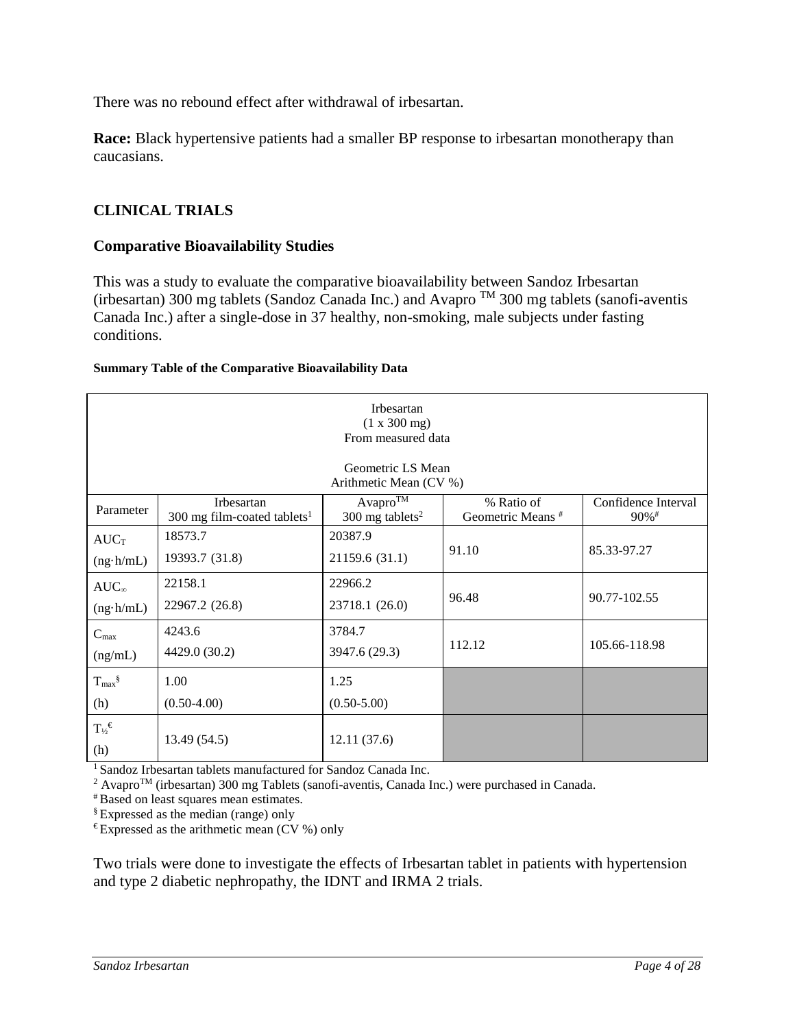There was no rebound effect after withdrawal of irbesartan.

**Race:** Black hypertensive patients had a smaller BP response to irbesartan monotherapy than caucasians.

## CLINICAL TRIALS

### Comparative Bioavailability Studies

This was a study to evaluate the comparative bioavailability between Sandoz Irbesartan (irbesartan) 300 mg tablets (Sandoz Canada Inc.) and Avapro ™ 300 mg tablets (sanofi-aventis Canada Inc.) after a single-dose in 37 healthy, non-smoking, male subjects under fasting conditions.

**Summary Table of the Comparative Bioavailability Data**

| Irbesartan<br>(1 x 300 mg)<br>From measured data<br><br>Geometric LS Mean<br>Arithmetic Mean (CV %) | | | | |
|---|---|---|---|---|
| Parameter | Irbesartan<br>300 mg film-coated tablets[1] | Avapro™<br>300 mg tablets[2] | % Ratio of Geometric Means [#] | Confidence Interval 90%[#] |
| $AUC_T$<br>(ng·h/mL) | 18573.7<br>19393.7 (31.8) | 20387.9<br>21159.6 (31.1) | 91.10 | 85.33-97.27 |
| $AUC_\infty$<br>(ng·h/mL) | 22158.1<br>22967.2 (26.8) | 22966.2<br>23718.1 (26.0) | 96.48 | 90.77-102.55 |
| $C_{max}$<br>(ng/mL) | 4243.6<br>4429.0 (30.2) | 3784.7<br>3947.6 (29.3) | 112.12 | 105.66-118.98 |
| $T_{max}$[§]<br>(h) | 1.00<br>(0.50-4.00) | 1.25<br>(0.50-5.00) | | |
| $T_{½}$[€]<br>(h) | 13.49 (54.5) | 12.11 (37.6) | | |

[1] Sandoz Irbesartan tablets manufactured for Sandoz Canada Inc.
[2] Avapro™ (irbesartan) 300 mg Tablets (sanofi-aventis, Canada Inc.) were purchased in Canada.
[#] Based on least squares mean estimates.
[§] Expressed as the median (range) only
[€] Expressed as the arithmetic mean (CV %) only

Two trials were done to investigate the effects of Irbesartan tablet in patients with hypertension and type 2 diabetic nephropathy, the IDNT and IRMA 2 trials.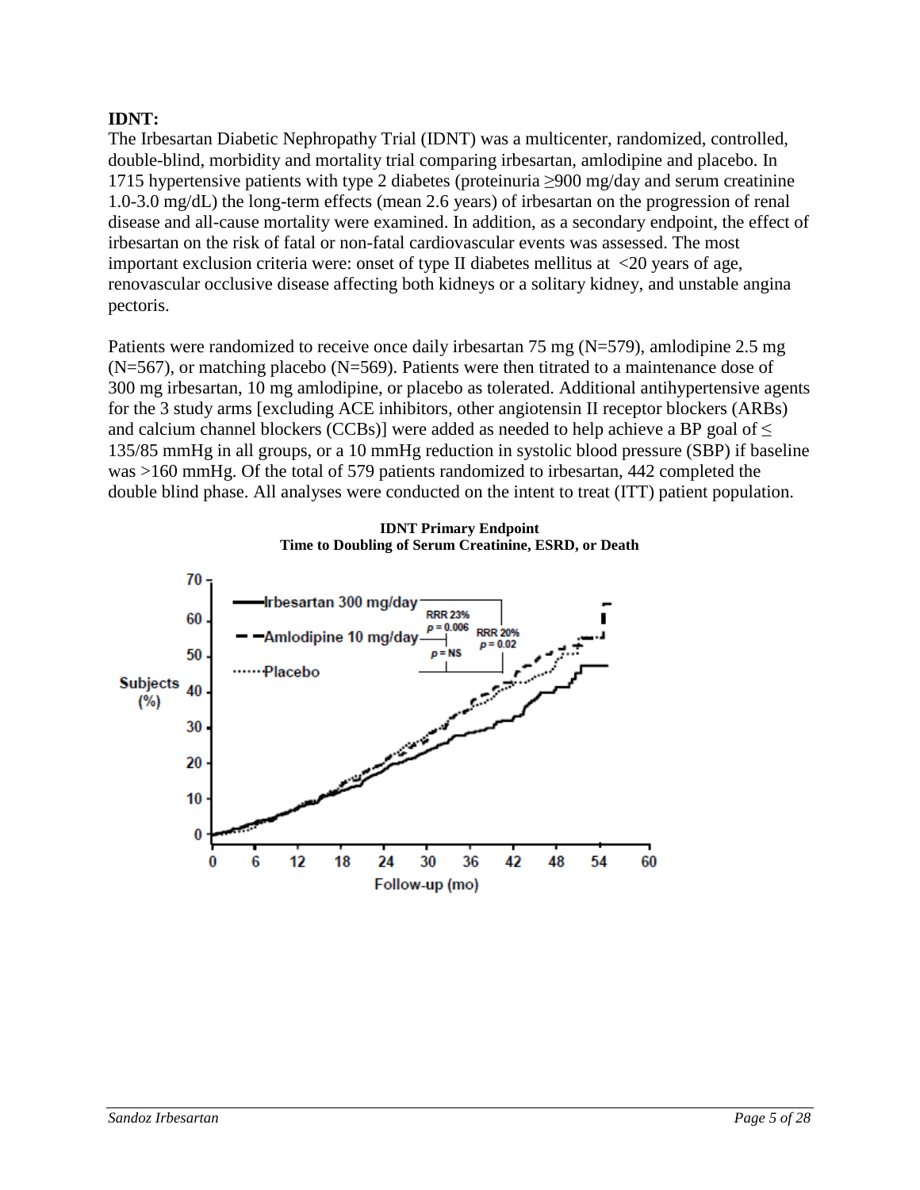**IDNT:**

The Irbesartan Diabetic Nephropathy Trial (IDNT) was a multicenter, randomized, controlled, double-blind, morbidity and mortality trial comparing irbesartan, amlodipine and placebo. In 1715 hypertensive patients with type 2 diabetes (proteinuria ≥900 mg/day and serum creatinine 1.0-3.0 mg/dL) the long-term effects (mean 2.6 years) of irbesartan on the progression of renal disease and all-cause mortality were examined. In addition, as a secondary endpoint, the effect of irbesartan on the risk of fatal or non-fatal cardiovascular events was assessed. The most important exclusion criteria were: onset of type II diabetes mellitus at <20 years of age, renovascular occlusive disease affecting both kidneys or a solitary kidney, and unstable angina pectoris.

Patients were randomized to receive once daily irbesartan 75 mg (N=579), amlodipine 2.5 mg (N=567), or matching placebo (N=569). Patients were then titrated to a maintenance dose of 300 mg irbesartan, 10 mg amlodipine, or placebo as tolerated. Additional antihypertensive agents for the 3 study arms [excluding ACE inhibitors, other angiotensin II receptor blockers (ARBs) and calcium channel blockers (CCBs)] were added as needed to help achieve a BP goal of ≤ 135/85 mmHg in all groups, or a 10 mmHg reduction in systolic blood pressure (SBP) if baseline was >160 mmHg. Of the total of 579 patients randomized to irbesartan, 442 completed the double blind phase. All analyses were conducted on the intent to treat (ITT) patient population.

**IDNT Primary Endpoint**
**Time to Doubling of Serum Creatinine, ESRD, or Death**

Legend: Irbesartan 300 mg/day; Amlodipine 10 mg/day; Placebo. Irbesartan vs amlodipine: RRR 23%, $p = 0.006$. Irbesartan vs placebo: RRR 20%, $p = 0.02$. Amlodipine vs placebo: $p =$ NS.

Y-axis: Subjects (%) (0–70). X-axis: Follow-up (mo) (0–60).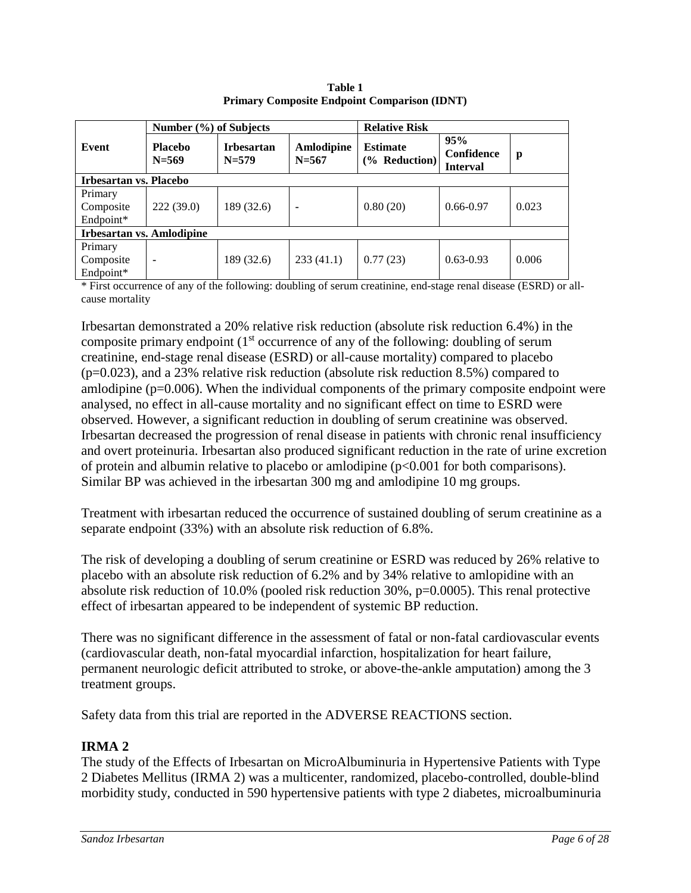**Table 1**
**Primary Composite Endpoint Comparison (IDNT)**

| Event | Number (%) of Subjects | | | Relative Risk | | |
|---|---|---|---|---|---|---|
| | **Placebo N=569** | **Irbesartan N=579** | **Amlodipine N=567** | **Estimate (% Reduction)** | **95% Confidence Interval** | **p** |
| **Irbesartan vs. Placebo** | | | | | | |
| Primary Composite Endpoint* | 222 (39.0) | 189 (32.6) | - | 0.80 (20) | 0.66-0.97 | 0.023 |
| **Irbesartan vs. Amlodipine** | | | | | | |
| Primary Composite Endpoint* | - | 189 (32.6) | 233 (41.1) | 0.77 (23) | 0.63-0.93 | 0.006 |

\* First occurrence of any of the following: doubling of serum creatinine, end-stage renal disease (ESRD) or all-cause mortality

Irbesartan demonstrated a 20% relative risk reduction (absolute risk reduction 6.4%) in the composite primary endpoint (1st occurrence of any of the following: doubling of serum creatinine, end-stage renal disease (ESRD) or all-cause mortality) compared to placebo ($p=0.023$), and a 23% relative risk reduction (absolute risk reduction 8.5%) compared to amlodipine ($p=0.006$). When the individual components of the primary composite endpoint were analysed, no effect in all-cause mortality and no significant effect on time to ESRD were observed. However, a significant reduction in doubling of serum creatinine was observed. Irbesartan decreased the progression of renal disease in patients with chronic renal insufficiency and overt proteinuria. Irbesartan also produced significant reduction in the rate of urine excretion of protein and albumin relative to placebo or amlodipine ($p<0.001$ for both comparisons). Similar BP was achieved in the irbesartan 300 mg and amlodipine 10 mg groups.

Treatment with irbesartan reduced the occurrence of sustained doubling of serum creatinine as a separate endpoint (33%) with an absolute risk reduction of 6.8%.

The risk of developing a doubling of serum creatinine or ESRD was reduced by 26% relative to placebo with an absolute risk reduction of 6.2% and by 34% relative to amlopidine with an absolute risk reduction of 10.0% (pooled risk reduction 30%, $p=0.0005$). This renal protective effect of irbesartan appeared to be independent of systemic BP reduction.

There was no significant difference in the assessment of fatal or non-fatal cardiovascular events (cardiovascular death, non-fatal myocardial infarction, hospitalization for heart failure, permanent neurologic deficit attributed to stroke, or above-the-ankle amputation) among the 3 treatment groups.

Safety data from this trial are reported in the ADVERSE REACTIONS section.

**IRMA 2**

The study of the Effects of Irbesartan on MicroAlbuminuria in Hypertensive Patients with Type 2 Diabetes Mellitus (IRMA 2) was a multicenter, randomized, placebo-controlled, double-blind morbidity study, conducted in 590 hypertensive patients with type 2 diabetes, microalbuminuria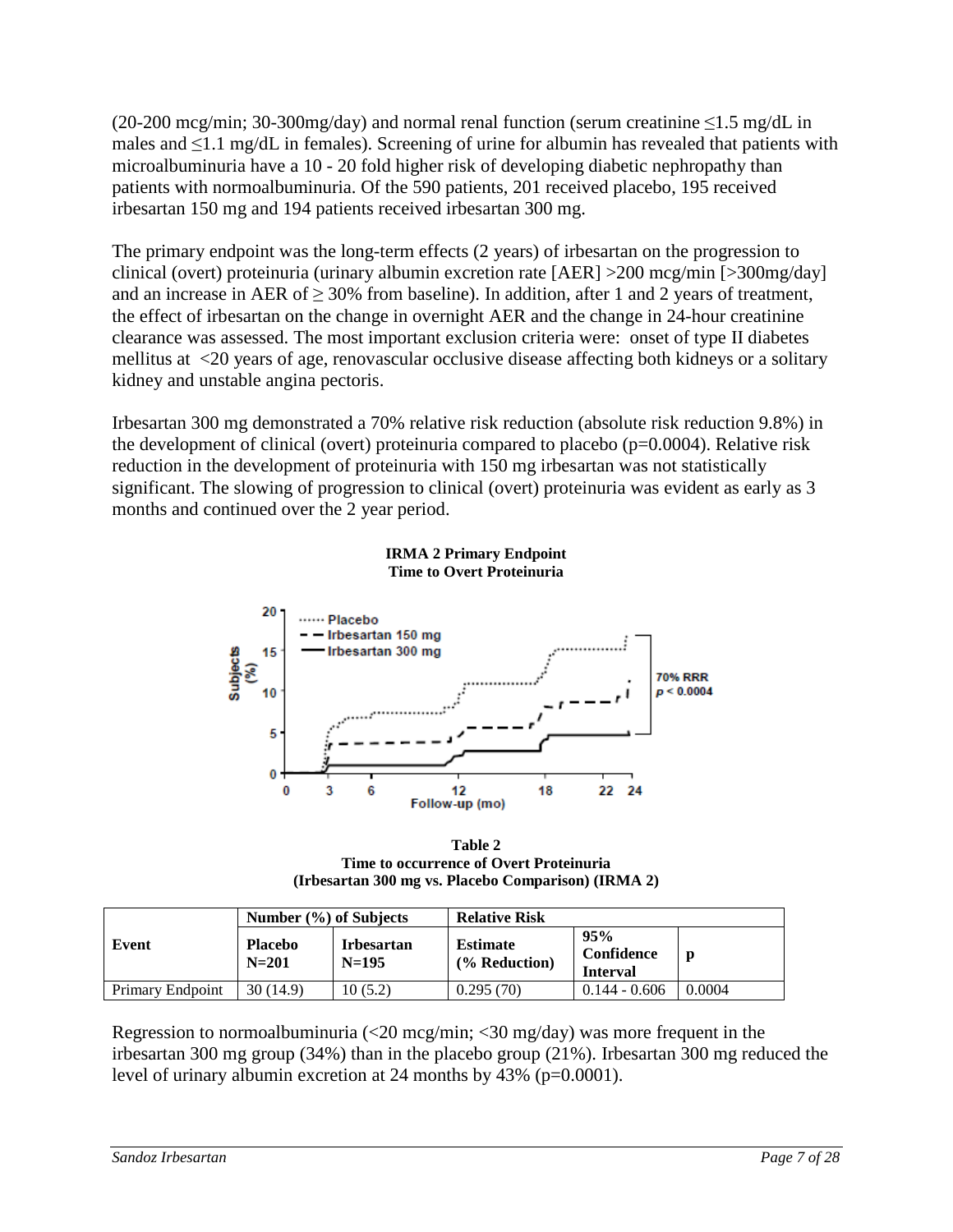(20-200 mcg/min; 30-300mg/day) and normal renal function (serum creatinine ≤1.5 mg/dL in males and ≤1.1 mg/dL in females). Screening of urine for albumin has revealed that patients with microalbuminuria have a 10 - 20 fold higher risk of developing diabetic nephropathy than patients with normoalbuminuria. Of the 590 patients, 201 received placebo, 195 received irbesartan 150 mg and 194 patients received irbesartan 300 mg.

The primary endpoint was the long-term effects (2 years) of irbesartan on the progression to clinical (overt) proteinuria (urinary albumin excretion rate [AER] >200 mcg/min [>300mg/day] and an increase in AER of ≥ 30% from baseline). In addition, after 1 and 2 years of treatment, the effect of irbesartan on the change in overnight AER and the change in 24-hour creatinine clearance was assessed. The most important exclusion criteria were: onset of type II diabetes mellitus at <20 years of age, renovascular occlusive disease affecting both kidneys or a solitary kidney and unstable angina pectoris.

Irbesartan 300 mg demonstrated a 70% relative risk reduction (absolute risk reduction 9.8%) in the development of clinical (overt) proteinuria compared to placebo (p=0.0004). Relative risk reduction in the development of proteinuria with 150 mg irbesartan was not statistically significant. The slowing of progression to clinical (overt) proteinuria was evident as early as 3 months and continued over the 2 year period.

**IRMA 2 Primary Endpoint**
**Time to Overt Proteinuria**

**Table 2**
**Time to occurrence of Overt Proteinuria**
**(Irbesartan 300 mg vs. Placebo Comparison) (IRMA 2)**

| Event | Number (%) of Subjects | | Relative Risk | | |
|---|---|---|---|---|---|
| | Placebo N=201 | Irbesartan N=195 | Estimate (% Reduction) | 95% Confidence Interval | p |
| Primary Endpoint | 30 (14.9) | 10 (5.2) | 0.295 (70) | 0.144 - 0.606 | 0.0004 |

Regression to normoalbuminuria (<20 mcg/min; <30 mg/day) was more frequent in the irbesartan 300 mg group (34%) than in the placebo group (21%). Irbesartan 300 mg reduced the level of urinary albumin excretion at 24 months by 43% (p=0.0001).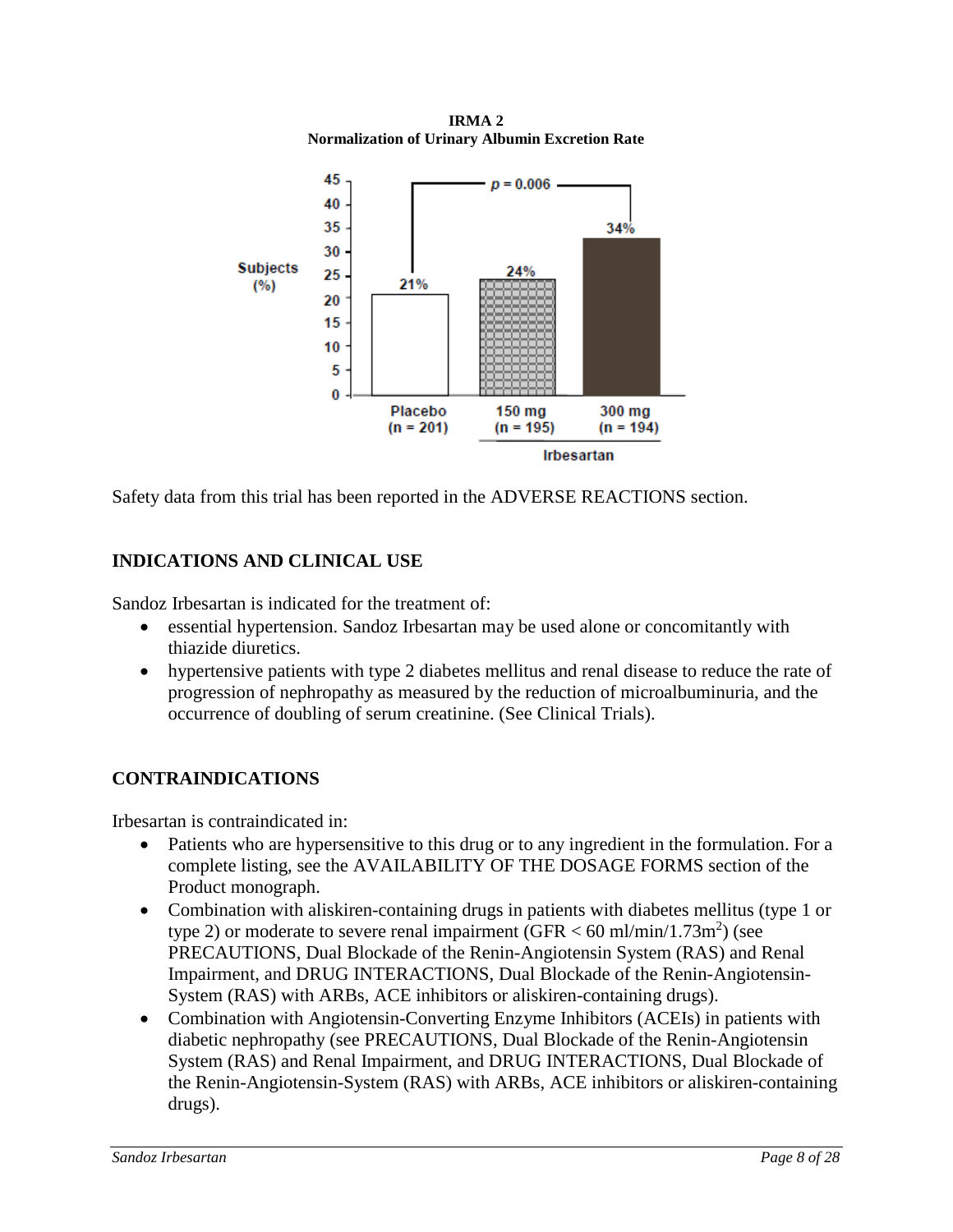**IRMA 2**
**Normalization of Urinary Albumin Excretion Rate**

Safety data from this trial has been reported in the ADVERSE REACTIONS section.

## INDICATIONS AND CLINICAL USE

Sandoz Irbesartan is indicated for the treatment of:

- essential hypertension. Sandoz Irbesartan may be used alone or concomitantly with thiazide diuretics.
- hypertensive patients with type 2 diabetes mellitus and renal disease to reduce the rate of progression of nephropathy as measured by the reduction of microalbuminuria, and the occurrence of doubling of serum creatinine. (See Clinical Trials).

## CONTRAINDICATIONS

Irbesartan is contraindicated in:

- Patients who are hypersensitive to this drug or to any ingredient in the formulation. For a complete listing, see the AVAILABILITY OF THE DOSAGE FORMS section of the Product monograph.
- Combination with aliskiren-containing drugs in patients with diabetes mellitus (type 1 or type 2) or moderate to severe renal impairment (GFR < 60 ml/min/1.73m$^2$) (see PRECAUTIONS, Dual Blockade of the Renin-Angiotensin System (RAS) and Renal Impairment, and DRUG INTERACTIONS, Dual Blockade of the Renin-Angiotensin-System (RAS) with ARBs, ACE inhibitors or aliskiren-containing drugs).
- Combination with Angiotensin-Converting Enzyme Inhibitors (ACEIs) in patients with diabetic nephropathy (see PRECAUTIONS, Dual Blockade of the Renin-Angiotensin System (RAS) and Renal Impairment, and DRUG INTERACTIONS, Dual Blockade of the Renin-Angiotensin-System (RAS) with ARBs, ACE inhibitors or aliskiren-containing drugs).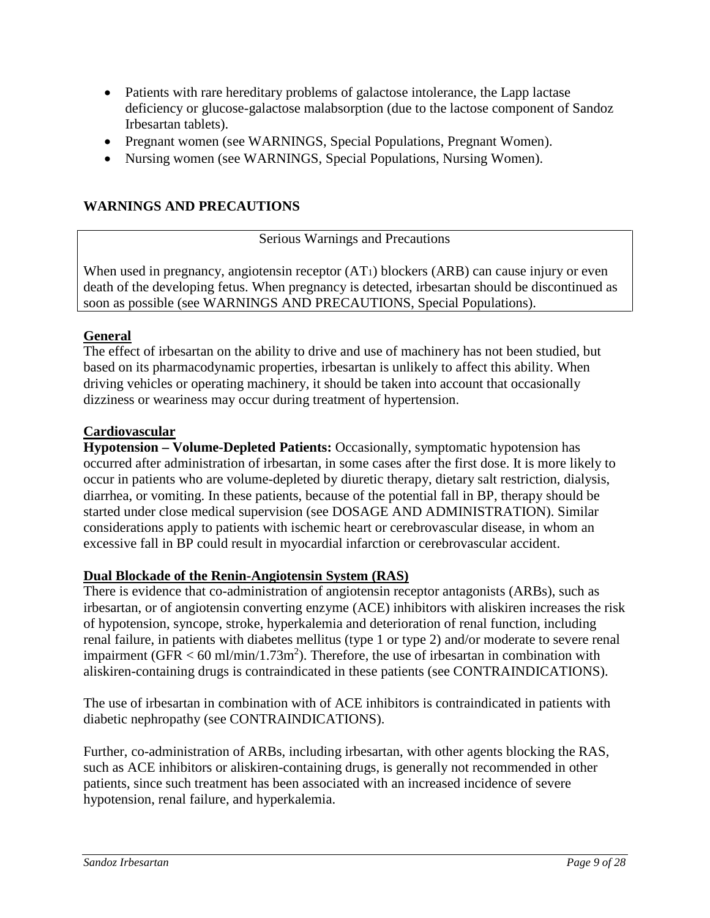- Patients with rare hereditary problems of galactose intolerance, the Lapp lactase deficiency or glucose-galactose malabsorption (due to the lactose component of Sandoz Irbesartan tablets).
- Pregnant women (see WARNINGS, Special Populations, Pregnant Women).
- Nursing women (see WARNINGS, Special Populations, Nursing Women).

## WARNINGS AND PRECAUTIONS

| Serious Warnings and Precautions |
| --- |
| When used in pregnancy, angiotensin receptor ($AT_1$) blockers (ARB) can cause injury or even death of the developing fetus. When pregnancy is detected, irbesartan should be discontinued as soon as possible (see WARNINGS AND PRECAUTIONS, Special Populations). |

### General

The effect of irbesartan on the ability to drive and use of machinery has not been studied, but based on its pharmacodynamic properties, irbesartan is unlikely to affect this ability. When driving vehicles or operating machinery, it should be taken into account that occasionally dizziness or weariness may occur during treatment of hypertension.

### Cardiovascular

**Hypotension – Volume-Depleted Patients:** Occasionally, symptomatic hypotension has occurred after administration of irbesartan, in some cases after the first dose. It is more likely to occur in patients who are volume-depleted by diuretic therapy, dietary salt restriction, dialysis, diarrhea, or vomiting. In these patients, because of the potential fall in BP, therapy should be started under close medical supervision (see DOSAGE AND ADMINISTRATION). Similar considerations apply to patients with ischemic heart or cerebrovascular disease, in whom an excessive fall in BP could result in myocardial infarction or cerebrovascular accident.

### Dual Blockade of the Renin-Angiotensin System (RAS)

There is evidence that co-administration of angiotensin receptor antagonists (ARBs), such as irbesartan, or of angiotensin converting enzyme (ACE) inhibitors with aliskiren increases the risk of hypotension, syncope, stroke, hyperkalemia and deterioration of renal function, including renal failure, in patients with diabetes mellitus (type 1 or type 2) and/or moderate to severe renal impairment ($GFR < 60$ ml/min/1.73m$^2$). Therefore, the use of irbesartan in combination with aliskiren-containing drugs is contraindicated in these patients (see CONTRAINDICATIONS).

The use of irbesartan in combination with of ACE inhibitors is contraindicated in patients with diabetic nephropathy (see CONTRAINDICATIONS).

Further, co-administration of ARBs, including irbesartan, with other agents blocking the RAS, such as ACE inhibitors or aliskiren-containing drugs, is generally not recommended in other patients, since such treatment has been associated with an increased incidence of severe hypotension, renal failure, and hyperkalemia.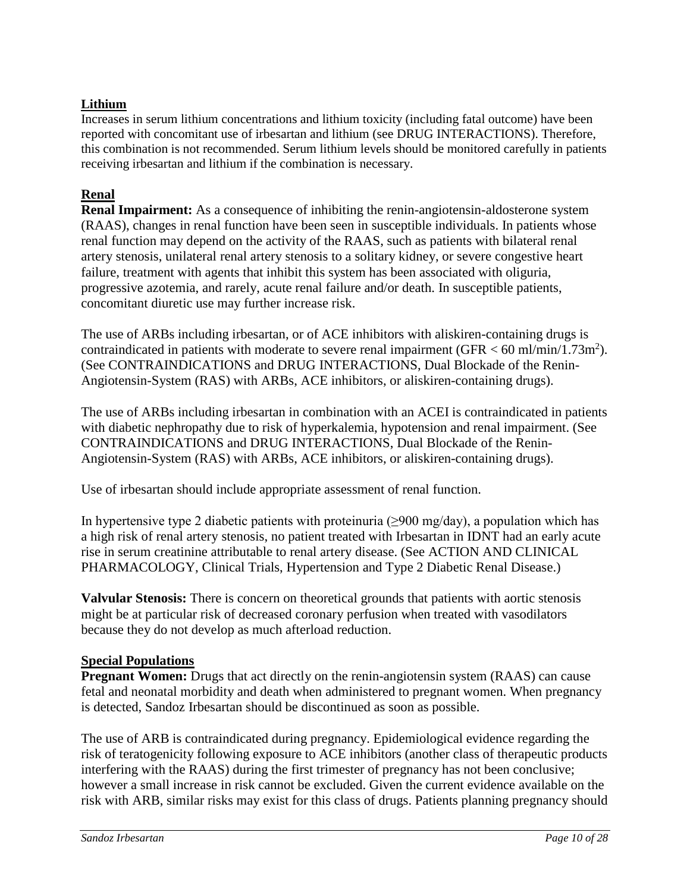**Lithium**

Increases in serum lithium concentrations and lithium toxicity (including fatal outcome) have been reported with concomitant use of irbesartan and lithium (see DRUG INTERACTIONS). Therefore, this combination is not recommended. Serum lithium levels should be monitored carefully in patients receiving irbesartan and lithium if the combination is necessary.

**Renal**

**Renal Impairment:** As a consequence of inhibiting the renin-angiotensin-aldosterone system (RAAS), changes in renal function have been seen in susceptible individuals. In patients whose renal function may depend on the activity of the RAAS, such as patients with bilateral renal artery stenosis, unilateral renal artery stenosis to a solitary kidney, or severe congestive heart failure, treatment with agents that inhibit this system has been associated with oliguria, progressive azotemia, and rarely, acute renal failure and/or death. In susceptible patients, concomitant diuretic use may further increase risk.

The use of ARBs including irbesartan, or of ACE inhibitors with aliskiren-containing drugs is contraindicated in patients with moderate to severe renal impairment (GFR < 60 ml/min/1.73m$^2$). (See CONTRAINDICATIONS and DRUG INTERACTIONS, Dual Blockade of the Renin-Angiotensin-System (RAS) with ARBs, ACE inhibitors, or aliskiren-containing drugs).

The use of ARBs including irbesartan in combination with an ACEI is contraindicated in patients with diabetic nephropathy due to risk of hyperkalemia, hypotension and renal impairment. (See CONTRAINDICATIONS and DRUG INTERACTIONS, Dual Blockade of the Renin-Angiotensin-System (RAS) with ARBs, ACE inhibitors, or aliskiren-containing drugs).

Use of irbesartan should include appropriate assessment of renal function.

In hypertensive type 2 diabetic patients with proteinuria (≥900 mg/day), a population which has a high risk of renal artery stenosis, no patient treated with Irbesartan in IDNT had an early acute rise in serum creatinine attributable to renal artery disease. (See ACTION AND CLINICAL PHARMACOLOGY, Clinical Trials, Hypertension and Type 2 Diabetic Renal Disease.)

**Valvular Stenosis:** There is concern on theoretical grounds that patients with aortic stenosis might be at particular risk of decreased coronary perfusion when treated with vasodilators because they do not develop as much afterload reduction.

**Special Populations**

**Pregnant Women:** Drugs that act directly on the renin-angiotensin system (RAAS) can cause fetal and neonatal morbidity and death when administered to pregnant women. When pregnancy is detected, Sandoz Irbesartan should be discontinued as soon as possible.

The use of ARB is contraindicated during pregnancy. Epidemiological evidence regarding the risk of teratogenicity following exposure to ACE inhibitors (another class of therapeutic products interfering with the RAAS) during the first trimester of pregnancy has not been conclusive; however a small increase in risk cannot be excluded. Given the current evidence available on the risk with ARB, similar risks may exist for this class of drugs. Patients planning pregnancy should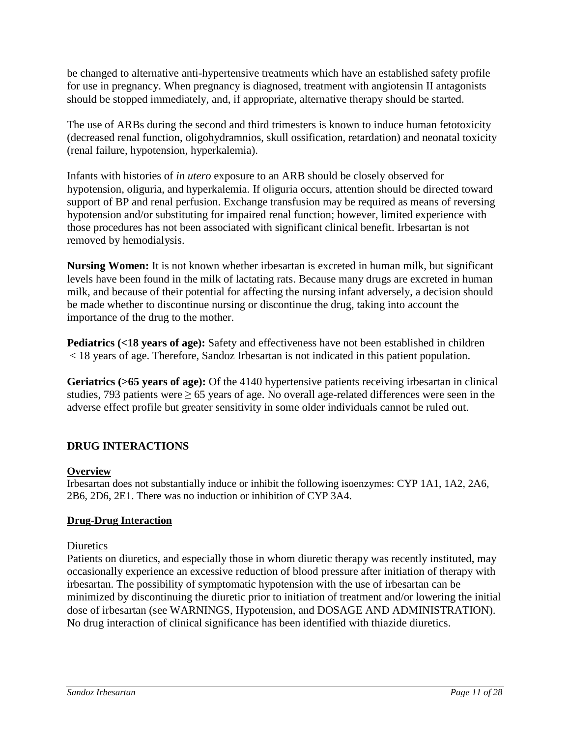be changed to alternative anti-hypertensive treatments which have an established safety profile for use in pregnancy. When pregnancy is diagnosed, treatment with angiotensin II antagonists should be stopped immediately, and, if appropriate, alternative therapy should be started.

The use of ARBs during the second and third trimesters is known to induce human fetotoxicity (decreased renal function, oligohydramnios, skull ossification, retardation) and neonatal toxicity (renal failure, hypotension, hyperkalemia).

Infants with histories of *in utero* exposure to an ARB should be closely observed for hypotension, oliguria, and hyperkalemia. If oliguria occurs, attention should be directed toward support of BP and renal perfusion. Exchange transfusion may be required as means of reversing hypotension and/or substituting for impaired renal function; however, limited experience with those procedures has not been associated with significant clinical benefit. Irbesartan is not removed by hemodialysis.

**Nursing Women:** It is not known whether irbesartan is excreted in human milk, but significant levels have been found in the milk of lactating rats. Because many drugs are excreted in human milk, and because of their potential for affecting the nursing infant adversely, a decision should be made whether to discontinue nursing or discontinue the drug, taking into account the importance of the drug to the mother.

**Pediatrics (<18 years of age):** Safety and effectiveness have not been established in children < 18 years of age. Therefore, Sandoz Irbesartan is not indicated in this patient population.

**Geriatrics (>65 years of age):** Of the 4140 hypertensive patients receiving irbesartan in clinical studies, 793 patients were ≥ 65 years of age. No overall age-related differences were seen in the adverse effect profile but greater sensitivity in some older individuals cannot be ruled out.

## DRUG INTERACTIONS

**Overview**

Irbesartan does not substantially induce or inhibit the following isoenzymes: CYP 1A1, 1A2, 2A6, 2B6, 2D6, 2E1. There was no induction or inhibition of CYP 3A4.

**Drug-Drug Interaction**

Diuretics

Patients on diuretics, and especially those in whom diuretic therapy was recently instituted, may occasionally experience an excessive reduction of blood pressure after initiation of therapy with irbesartan. The possibility of symptomatic hypotension with the use of irbesartan can be minimized by discontinuing the diuretic prior to initiation of treatment and/or lowering the initial dose of irbesartan (see WARNINGS, Hypotension, and DOSAGE AND ADMINISTRATION). No drug interaction of clinical significance has been identified with thiazide diuretics.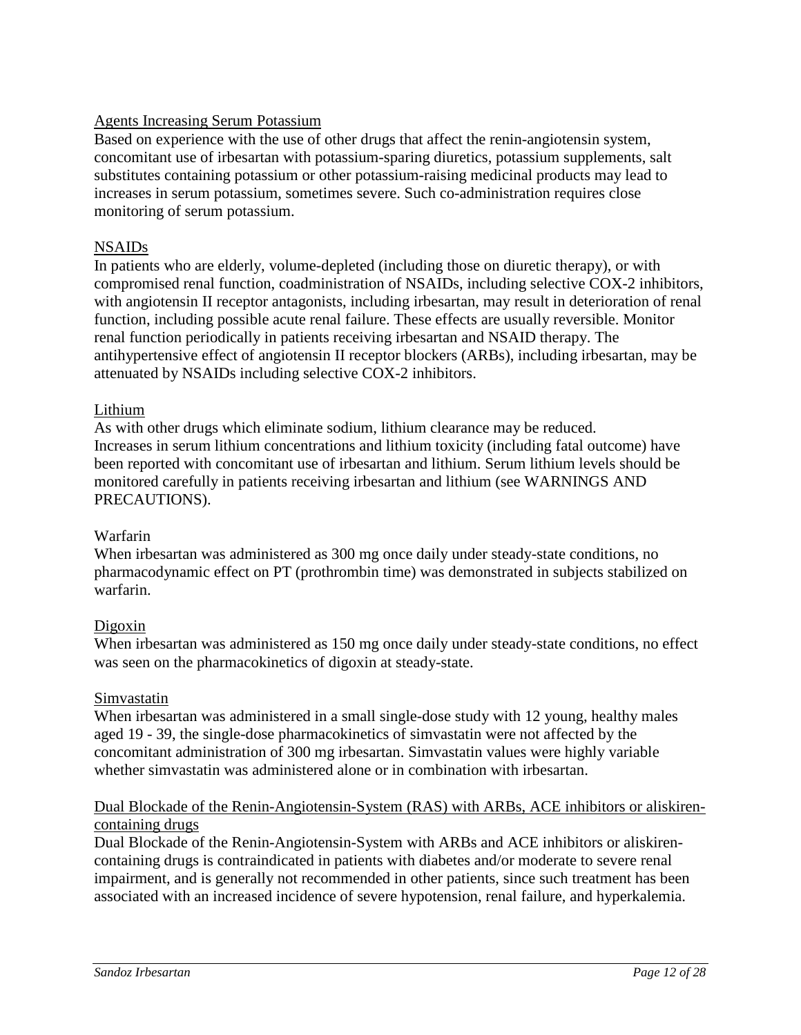#### Agents Increasing Serum Potassium

Based on experience with the use of other drugs that affect the renin-angiotensin system, concomitant use of irbesartan with potassium-sparing diuretics, potassium supplements, salt substitutes containing potassium or other potassium-raising medicinal products may lead to increases in serum potassium, sometimes severe. Such co-administration requires close monitoring of serum potassium.

#### NSAIDs

In patients who are elderly, volume-depleted (including those on diuretic therapy), or with compromised renal function, coadministration of NSAIDs, including selective COX-2 inhibitors, with angiotensin II receptor antagonists, including irbesartan, may result in deterioration of renal function, including possible acute renal failure. These effects are usually reversible. Monitor renal function periodically in patients receiving irbesartan and NSAID therapy. The antihypertensive effect of angiotensin II receptor blockers (ARBs), including irbesartan, may be attenuated by NSAIDs including selective COX-2 inhibitors.

#### Lithium

As with other drugs which eliminate sodium, lithium clearance may be reduced. Increases in serum lithium concentrations and lithium toxicity (including fatal outcome) have been reported with concomitant use of irbesartan and lithium. Serum lithium levels should be monitored carefully in patients receiving irbesartan and lithium (see WARNINGS AND PRECAUTIONS).

#### Warfarin

When irbesartan was administered as 300 mg once daily under steady-state conditions, no pharmacodynamic effect on PT (prothrombin time) was demonstrated in subjects stabilized on warfarin.

#### Digoxin

When irbesartan was administered as 150 mg once daily under steady-state conditions, no effect was seen on the pharmacokinetics of digoxin at steady-state.

#### Simvastatin

When irbesartan was administered in a small single-dose study with 12 young, healthy males aged 19 - 39, the single-dose pharmacokinetics of simvastatin were not affected by the concomitant administration of 300 mg irbesartan. Simvastatin values were highly variable whether simvastatin was administered alone or in combination with irbesartan.

#### Dual Blockade of the Renin-Angiotensin-System (RAS) with ARBs, ACE inhibitors or aliskiren-containing drugs

Dual Blockade of the Renin-Angiotensin-System with ARBs and ACE inhibitors or aliskiren-containing drugs is contraindicated in patients with diabetes and/or moderate to severe renal impairment, and is generally not recommended in other patients, since such treatment has been associated with an increased incidence of severe hypotension, renal failure, and hyperkalemia.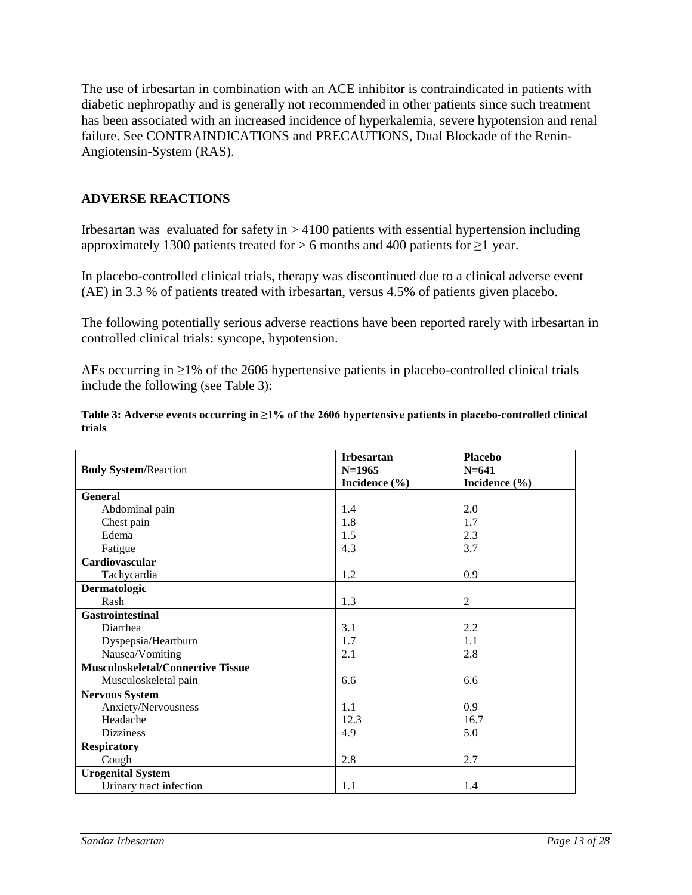The use of irbesartan in combination with an ACE inhibitor is contraindicated in patients with diabetic nephropathy and is generally not recommended in other patients since such treatment has been associated with an increased incidence of hyperkalemia, severe hypotension and renal failure. See CONTRAINDICATIONS and PRECAUTIONS, Dual Blockade of the Renin-Angiotensin-System (RAS).

## ADVERSE REACTIONS

Irbesartan was evaluated for safety in > 4100 patients with essential hypertension including approximately 1300 patients treated for > 6 months and 400 patients for ≥1 year.

In placebo-controlled clinical trials, therapy was discontinued due to a clinical adverse event (AE) in 3.3 % of patients treated with irbesartan, versus 4.5% of patients given placebo.

The following potentially serious adverse reactions have been reported rarely with irbesartan in controlled clinical trials: syncope, hypotension.

AEs occurring in ≥1% of the 2606 hypertensive patients in placebo-controlled clinical trials include the following (see Table 3):

**Table 3: Adverse events occurring in ≥1% of the 2606 hypertensive patients in placebo-controlled clinical trials**

| **Body System/**Reaction | **Irbesartan N=1965 Incidence (%)** | **Placebo N=641 Incidence (%)** |
|---|---|---|
| **General** | | |
| Abdominal pain | 1.4 | 2.0 |
| Chest pain | 1.8 | 1.7 |
| Edema | 1.5 | 2.3 |
| Fatigue | 4.3 | 3.7 |
| **Cardiovascular** | | |
| Tachycardia | 1.2 | 0.9 |
| **Dermatologic** | | |
| Rash | 1.3 | 2 |
| **Gastrointestinal** | | |
| Diarrhea | 3.1 | 2.2 |
| Dyspepsia/Heartburn | 1.7 | 1.1 |
| Nausea/Vomiting | 2.1 | 2.8 |
| **Musculoskeletal/Connective Tissue** | | |
| Musculoskeletal pain | 6.6 | 6.6 |
| **Nervous System** | | |
| Anxiety/Nervousness | 1.1 | 0.9 |
| Headache | 12.3 | 16.7 |
| Dizziness | 4.9 | 5.0 |
| **Respiratory** | | |
| Cough | 2.8 | 2.7 |
| **Urogenital System** | | |
| Urinary tract infection | 1.1 | 1.4 |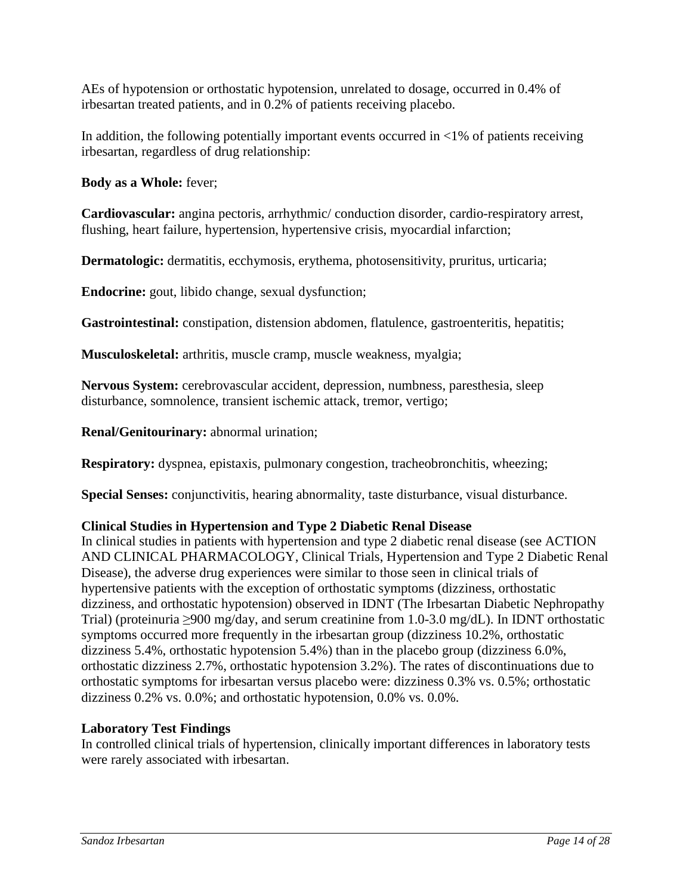AEs of hypotension or orthostatic hypotension, unrelated to dosage, occurred in 0.4% of irbesartan treated patients, and in 0.2% of patients receiving placebo.

In addition, the following potentially important events occurred in <1% of patients receiving irbesartan, regardless of drug relationship:

**Body as a Whole:** fever;

**Cardiovascular:** angina pectoris, arrhythmic/ conduction disorder, cardio-respiratory arrest, flushing, heart failure, hypertension, hypertensive crisis, myocardial infarction;

**Dermatologic:** dermatitis, ecchymosis, erythema, photosensitivity, pruritus, urticaria;

**Endocrine:** gout, libido change, sexual dysfunction;

**Gastrointestinal:** constipation, distension abdomen, flatulence, gastroenteritis, hepatitis;

**Musculoskeletal:** arthritis, muscle cramp, muscle weakness, myalgia;

**Nervous System:** cerebrovascular accident, depression, numbness, paresthesia, sleep disturbance, somnolence, transient ischemic attack, tremor, vertigo;

**Renal/Genitourinary:** abnormal urination;

**Respiratory:** dyspnea, epistaxis, pulmonary congestion, tracheobronchitis, wheezing;

**Special Senses:** conjunctivitis, hearing abnormality, taste disturbance, visual disturbance.

**Clinical Studies in Hypertension and Type 2 Diabetic Renal Disease**

In clinical studies in patients with hypertension and type 2 diabetic renal disease (see ACTION AND CLINICAL PHARMACOLOGY, Clinical Trials, Hypertension and Type 2 Diabetic Renal Disease), the adverse drug experiences were similar to those seen in clinical trials of hypertensive patients with the exception of orthostatic symptoms (dizziness, orthostatic dizziness, and orthostatic hypotension) observed in IDNT (The Irbesartan Diabetic Nephropathy Trial) (proteinuria $\geq$900 mg/day, and serum creatinine from 1.0-3.0 mg/dL). In IDNT orthostatic symptoms occurred more frequently in the irbesartan group (dizziness 10.2%, orthostatic dizziness 5.4%, orthostatic hypotension 5.4%) than in the placebo group (dizziness 6.0%, orthostatic dizziness 2.7%, orthostatic hypotension 3.2%). The rates of discontinuations due to orthostatic symptoms for irbesartan versus placebo were: dizziness 0.3% vs. 0.5%; orthostatic dizziness 0.2% vs. 0.0%; and orthostatic hypotension, 0.0% vs. 0.0%.

**Laboratory Test Findings**

In controlled clinical trials of hypertension, clinically important differences in laboratory tests were rarely associated with irbesartan.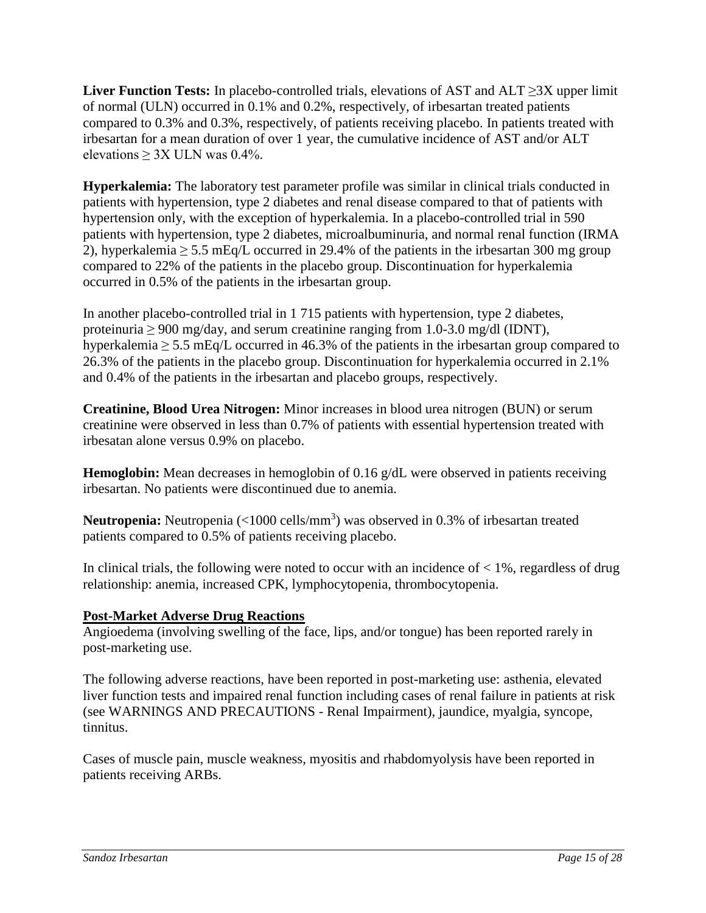**Liver Function Tests:** In placebo-controlled trials, elevations of AST and ALT ≥3X upper limit of normal (ULN) occurred in 0.1% and 0.2%, respectively, of irbesartan treated patients compared to 0.3% and 0.3%, respectively, of patients receiving placebo. In patients treated with irbesartan for a mean duration of over 1 year, the cumulative incidence of AST and/or ALT elevations ≥ 3X ULN was 0.4%.

**Hyperkalemia:** The laboratory test parameter profile was similar in clinical trials conducted in patients with hypertension, type 2 diabetes and renal disease compared to that of patients with hypertension only, with the exception of hyperkalemia. In a placebo-controlled trial in 590 patients with hypertension, type 2 diabetes, microalbuminuria, and normal renal function (IRMA 2), hyperkalemia ≥ 5.5 mEq/L occurred in 29.4% of the patients in the irbesartan 300 mg group compared to 22% of the patients in the placebo group. Discontinuation for hyperkalemia occurred in 0.5% of the patients in the irbesartan group.

In another placebo-controlled trial in 1 715 patients with hypertension, type 2 diabetes, proteinuria ≥ 900 mg/day, and serum creatinine ranging from 1.0-3.0 mg/dl (IDNT), hyperkalemia ≥ 5.5 mEq/L occurred in 46.3% of the patients in the irbesartan group compared to 26.3% of the patients in the placebo group. Discontinuation for hyperkalemia occurred in 2.1% and 0.4% of the patients in the irbesartan and placebo groups, respectively.

**Creatinine, Blood Urea Nitrogen:** Minor increases in blood urea nitrogen (BUN) or serum creatinine were observed in less than 0.7% of patients with essential hypertension treated with irbesatan alone versus 0.9% on placebo.

**Hemoglobin:** Mean decreases in hemoglobin of 0.16 g/dL were observed in patients receiving irbesartan. No patients were discontinued due to anemia.

**Neutropenia:** Neutropenia (<1000 cells/$mm^3$) was observed in 0.3% of irbesartan treated patients compared to 0.5% of patients receiving placebo.

In clinical trials, the following were noted to occur with an incidence of < 1%, regardless of drug relationship: anemia, increased CPK, lymphocytopenia, thrombocytopenia.

## Post-Market Adverse Drug Reactions

Angioedema (involving swelling of the face, lips, and/or tongue) has been reported rarely in post-marketing use.

The following adverse reactions, have been reported in post-marketing use: asthenia, elevated liver function tests and impaired renal function including cases of renal failure in patients at risk (see WARNINGS AND PRECAUTIONS - Renal Impairment), jaundice, myalgia, syncope, tinnitus.

Cases of muscle pain, muscle weakness, myositis and rhabdomyolysis have been reported in patients receiving ARBs.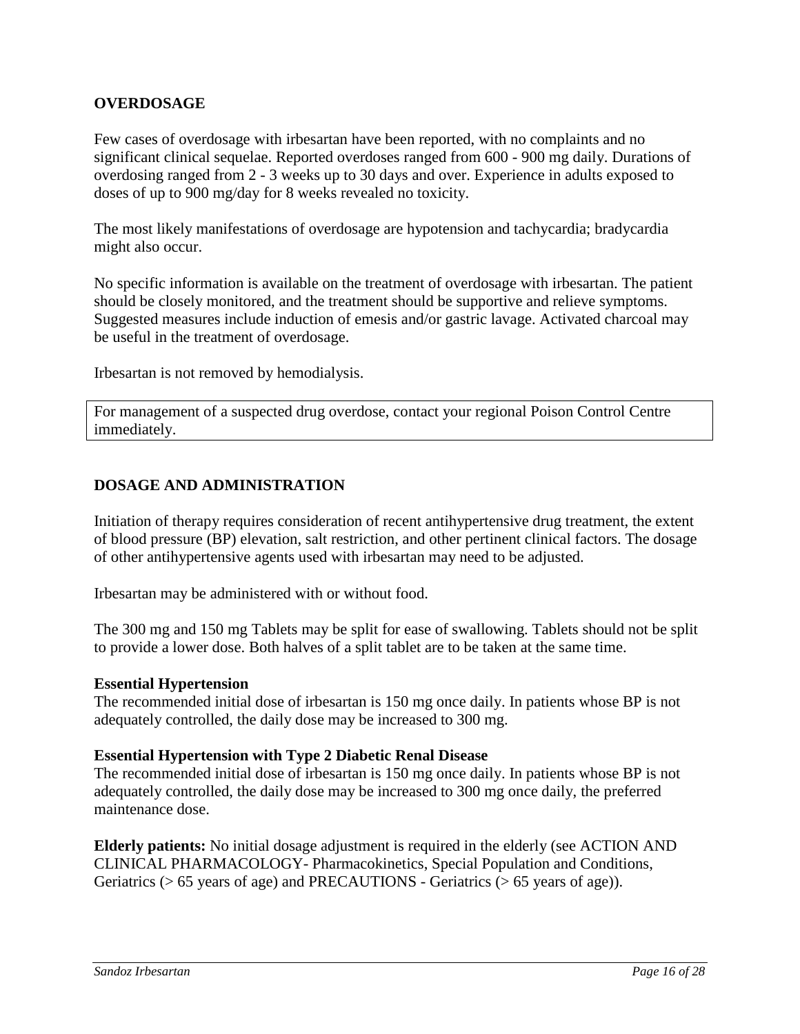## OVERDOSAGE

Few cases of overdosage with irbesartan have been reported, with no complaints and no significant clinical sequelae. Reported overdoses ranged from 600 - 900 mg daily. Durations of overdosing ranged from 2 - 3 weeks up to 30 days and over. Experience in adults exposed to doses of up to 900 mg/day for 8 weeks revealed no toxicity.

The most likely manifestations of overdosage are hypotension and tachycardia; bradycardia might also occur.

No specific information is available on the treatment of overdosage with irbesartan. The patient should be closely monitored, and the treatment should be supportive and relieve symptoms. Suggested measures include induction of emesis and/or gastric lavage. Activated charcoal may be useful in the treatment of overdosage.

Irbesartan is not removed by hemodialysis.

| For management of a suspected drug overdose, contact your regional Poison Control Centre immediately. |
|---|

## DOSAGE AND ADMINISTRATION

Initiation of therapy requires consideration of recent antihypertensive drug treatment, the extent of blood pressure (BP) elevation, salt restriction, and other pertinent clinical factors. The dosage of other antihypertensive agents used with irbesartan may need to be adjusted.

Irbesartan may be administered with or without food.

The 300 mg and 150 mg Tablets may be split for ease of swallowing. Tablets should not be split to provide a lower dose. Both halves of a split tablet are to be taken at the same time.

**Essential Hypertension**

The recommended initial dose of irbesartan is 150 mg once daily. In patients whose BP is not adequately controlled, the daily dose may be increased to 300 mg.

**Essential Hypertension with Type 2 Diabetic Renal Disease**

The recommended initial dose of irbesartan is 150 mg once daily. In patients whose BP is not adequately controlled, the daily dose may be increased to 300 mg once daily, the preferred maintenance dose.

**Elderly patients:** No initial dosage adjustment is required in the elderly (see ACTION AND CLINICAL PHARMACOLOGY- Pharmacokinetics, Special Population and Conditions, Geriatrics (> 65 years of age) and PRECAUTIONS - Geriatrics (> 65 years of age)).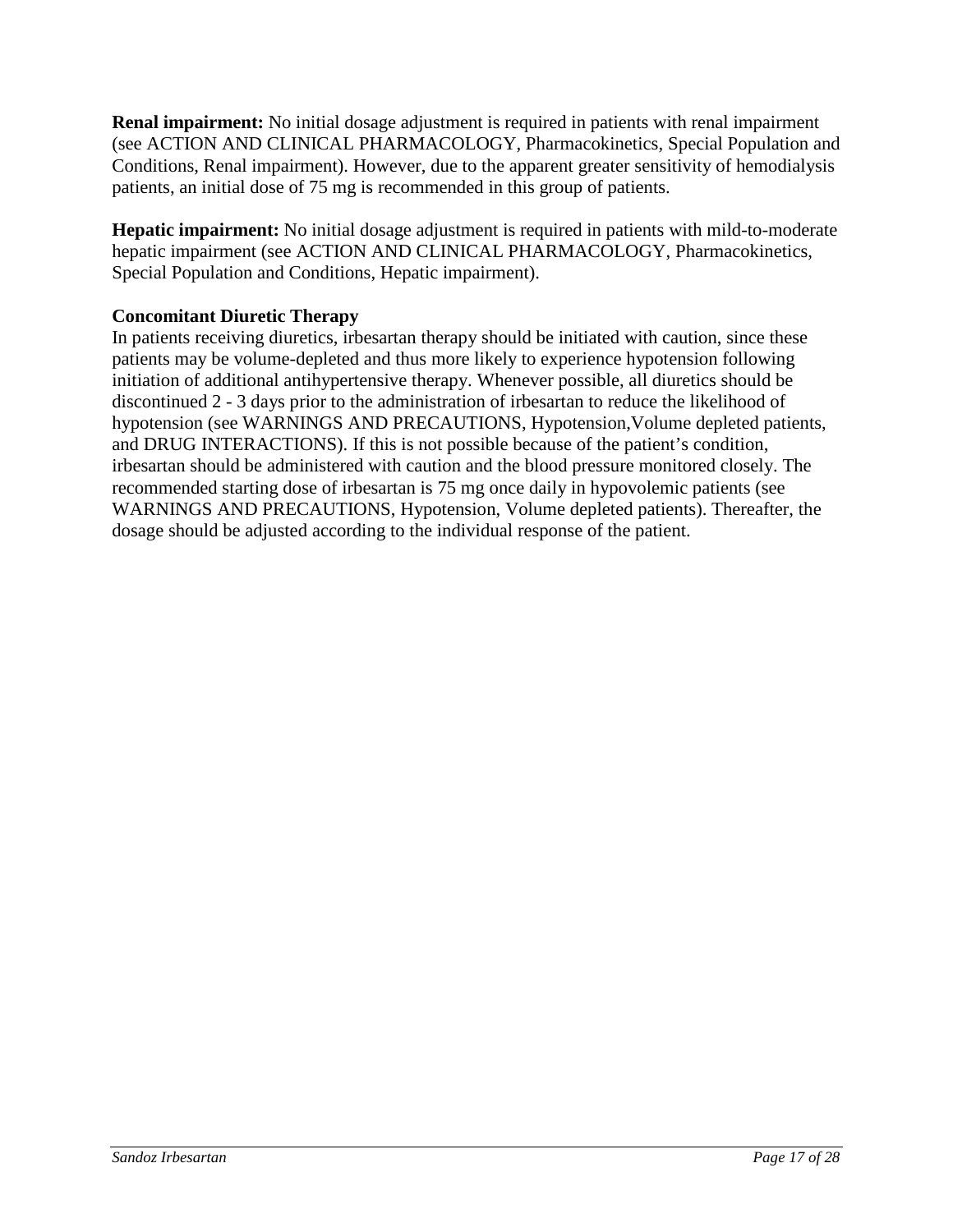**Renal impairment:** No initial dosage adjustment is required in patients with renal impairment (see ACTION AND CLINICAL PHARMACOLOGY, Pharmacokinetics, Special Population and Conditions, Renal impairment). However, due to the apparent greater sensitivity of hemodialysis patients, an initial dose of 75 mg is recommended in this group of patients.

**Hepatic impairment:** No initial dosage adjustment is required in patients with mild-to-moderate hepatic impairment (see ACTION AND CLINICAL PHARMACOLOGY, Pharmacokinetics, Special Population and Conditions, Hepatic impairment).

**Concomitant Diuretic Therapy**

In patients receiving diuretics, irbesartan therapy should be initiated with caution, since these patients may be volume-depleted and thus more likely to experience hypotension following initiation of additional antihypertensive therapy. Whenever possible, all diuretics should be discontinued 2 - 3 days prior to the administration of irbesartan to reduce the likelihood of hypotension (see WARNINGS AND PRECAUTIONS, Hypotension,Volume depleted patients, and DRUG INTERACTIONS). If this is not possible because of the patient's condition, irbesartan should be administered with caution and the blood pressure monitored closely. The recommended starting dose of irbesartan is 75 mg once daily in hypovolemic patients (see WARNINGS AND PRECAUTIONS, Hypotension, Volume depleted patients). Thereafter, the dosage should be adjusted according to the individual response of the patient.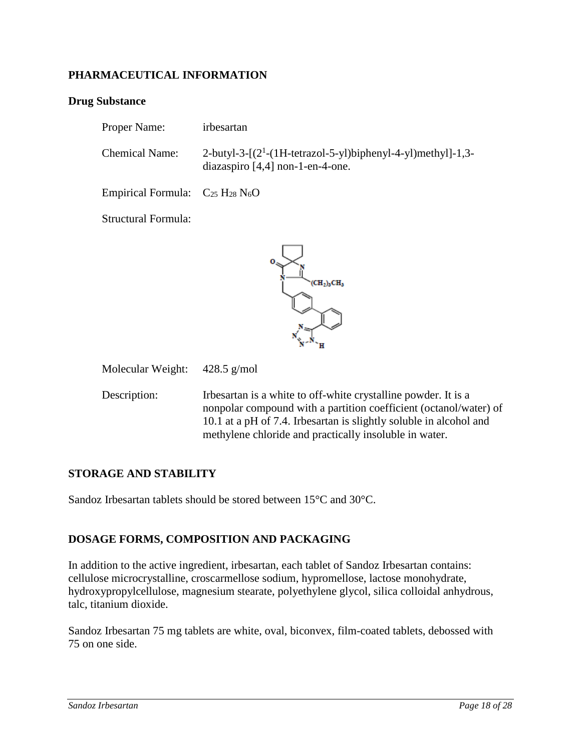## PHARMACEUTICAL INFORMATION

### Drug Substance

Proper Name: irbesartan

Chemical Name: 2-butyl-3-[($2^1$-(1H-tetrazol-5-yl)biphenyl-4-yl)methyl]-1,3-diazaspiro [4,4] non-1-en-4-one.

Empirical Formula: $C_{25}H_{28}N_6O$

Structural Formula:

Molecular Weight: 428.5 g/mol

Description: Irbesartan is a white to off-white crystalline powder. It is a nonpolar compound with a partition coefficient (octanol/water) of 10.1 at a pH of 7.4. Irbesartan is slightly soluble in alcohol and methylene chloride and practically insoluble in water.

## STORAGE AND STABILITY

Sandoz Irbesartan tablets should be stored between 15°C and 30°C.

## DOSAGE FORMS, COMPOSITION AND PACKAGING

In addition to the active ingredient, irbesartan, each tablet of Sandoz Irbesartan contains: cellulose microcrystalline, croscarmellose sodium, hypromellose, lactose monohydrate, hydroxypropylcellulose, magnesium stearate, polyethylene glycol, silica colloidal anhydrous, talc, titanium dioxide.

Sandoz Irbesartan 75 mg tablets are white, oval, biconvex, film-coated tablets, debossed with 75 on one side.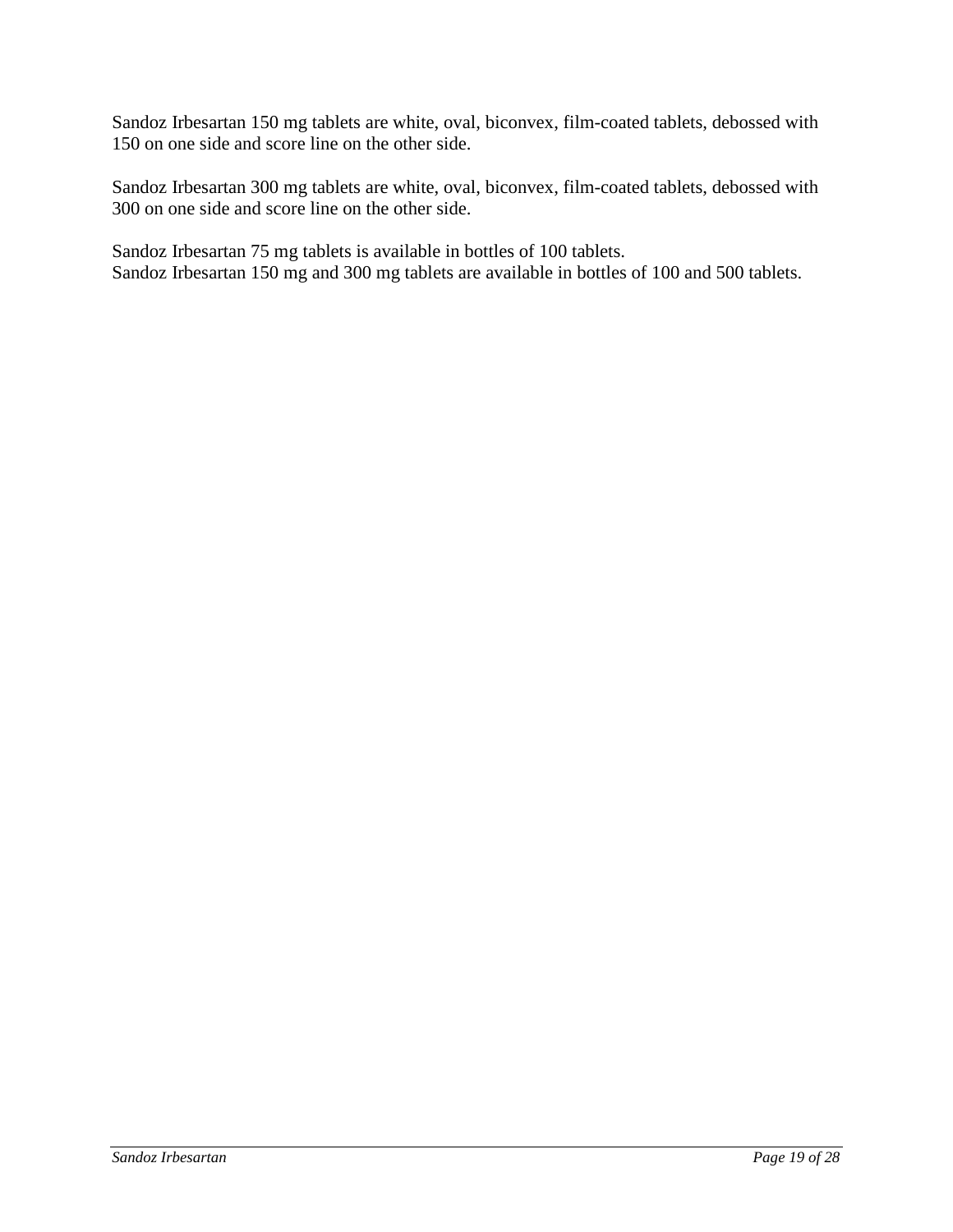Sandoz Irbesartan 150 mg tablets are white, oval, biconvex, film-coated tablets, debossed with 150 on one side and score line on the other side.

Sandoz Irbesartan 300 mg tablets are white, oval, biconvex, film-coated tablets, debossed with 300 on one side and score line on the other side.

Sandoz Irbesartan 75 mg tablets is available in bottles of 100 tablets.
Sandoz Irbesartan 150 mg and 300 mg tablets are available in bottles of 100 and 500 tablets.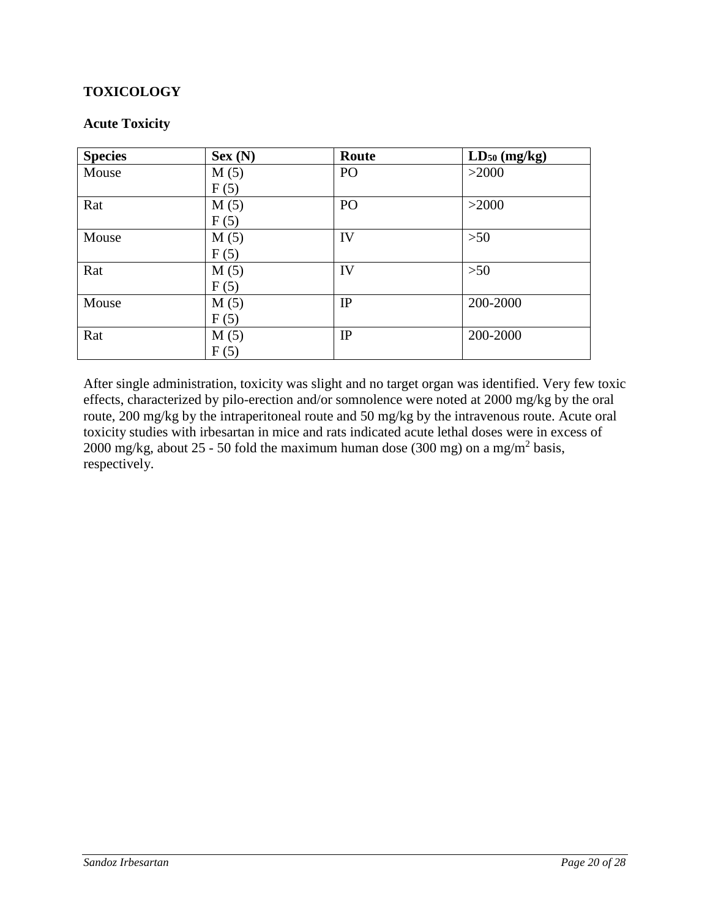## TOXICOLOGY

### Acute Toxicity

| Species | Sex (N) | Route | $LD_{50}$ (mg/kg) |
|---|---|---|---|
| Mouse | M (5)<br>F (5) | PO | >2000 |
| Rat | M (5)<br>F (5) | PO | >2000 |
| Mouse | M (5)<br>F (5) | IV | >50 |
| Rat | M (5)<br>F (5) | IV | >50 |
| Mouse | M (5)<br>F (5) | IP | 200-2000 |
| Rat | M (5)<br>F (5) | IP | 200-2000 |

After single administration, toxicity was slight and no target organ was identified. Very few toxic effects, characterized by pilo-erection and/or somnolence were noted at 2000 mg/kg by the oral route, 200 mg/kg by the intraperitoneal route and 50 mg/kg by the intravenous route. Acute oral toxicity studies with irbesartan in mice and rats indicated acute lethal doses were in excess of 2000 mg/kg, about 25 - 50 fold the maximum human dose (300 mg) on a $mg/m^2$ basis, respectively.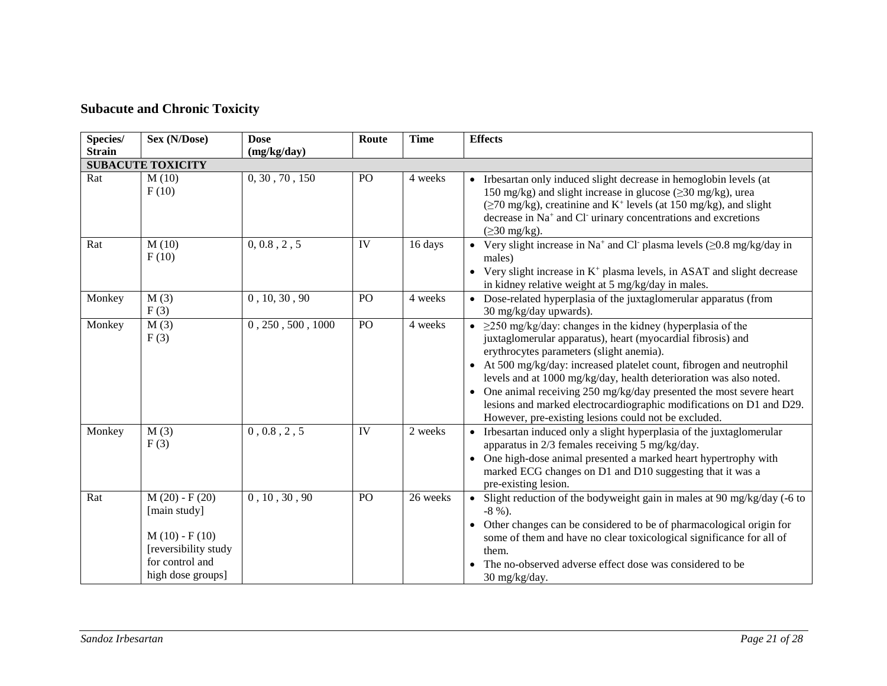## Subacute and Chronic Toxicity

| Species/ Strain | Sex (N/Dose) | Dose (mg/kg/day) | Route | Time | Effects |
|---|---|---|---|---|---|
| **SUBACUTE TOXICITY** | | | | | |
| Rat | M (10)<br>F (10) | 0, 30 , 70 , 150 | PO | 4 weeks | • Irbesartan only induced slight decrease in hemoglobin levels (at 150 mg/kg) and slight increase in glucose (≥30 mg/kg), urea (≥70 mg/kg), creatinine and $K^+$ levels (at 150 mg/kg), and slight decrease in $Na^+$ and $Cl^-$ urinary concentrations and excretions (≥30 mg/kg). |
| Rat | M (10)<br>F (10) | 0, 0.8 , 2 , 5 | IV | 16 days | • Very slight increase in $Na^+$ and $Cl^-$ plasma levels (≥0.8 mg/kg/day in males)<br>• Very slight increase in $K^+$ plasma levels, in ASAT and slight decrease in kidney relative weight at 5 mg/kg/day in males. |
| Monkey | M (3)<br>F (3) | 0 , 10, 30 , 90 | PO | 4 weeks | • Dose-related hyperplasia of the juxtaglomerular apparatus (from 30 mg/kg/day upwards). |
| Monkey | M (3)<br>F (3) | 0 , 250 , 500 , 1000 | PO | 4 weeks | • ≥250 mg/kg/day: changes in the kidney (hyperplasia of the juxtaglomerular apparatus), heart (myocardial fibrosis) and erythrocytes parameters (slight anemia).<br>• At 500 mg/kg/day: increased platelet count, fibrogen and neutrophil levels and at 1000 mg/kg/day, health deterioration was also noted.<br>• One animal receiving 250 mg/kg/day presented the most severe heart lesions and marked electrocardiographic modifications on D1 and D29. However, pre-existing lesions could not be excluded. |
| Monkey | M (3)<br>F (3) | 0 , 0.8 , 2 , 5 | IV | 2 weeks | • Irbesartan induced only a slight hyperplasia of the juxtaglomerular apparatus in 2/3 females receiving 5 mg/kg/day.<br>• One high-dose animal presented a marked heart hypertrophy with marked ECG changes on D1 and D10 suggesting that it was a pre-existing lesion. |
| Rat | M (20) - F (20) [main study]<br><br>M (10) - F (10) [reversibility study for control and high dose groups] | 0 , 10 , 30 , 90 | PO | 26 weeks | • Slight reduction of the bodyweight gain in males at 90 mg/kg/day (-6 to -8 %).<br>• Other changes can be considered to be of pharmacological origin for some of them and have no clear toxicological significance for all of them.<br>• The no-observed adverse effect dose was considered to be 30 mg/kg/day. |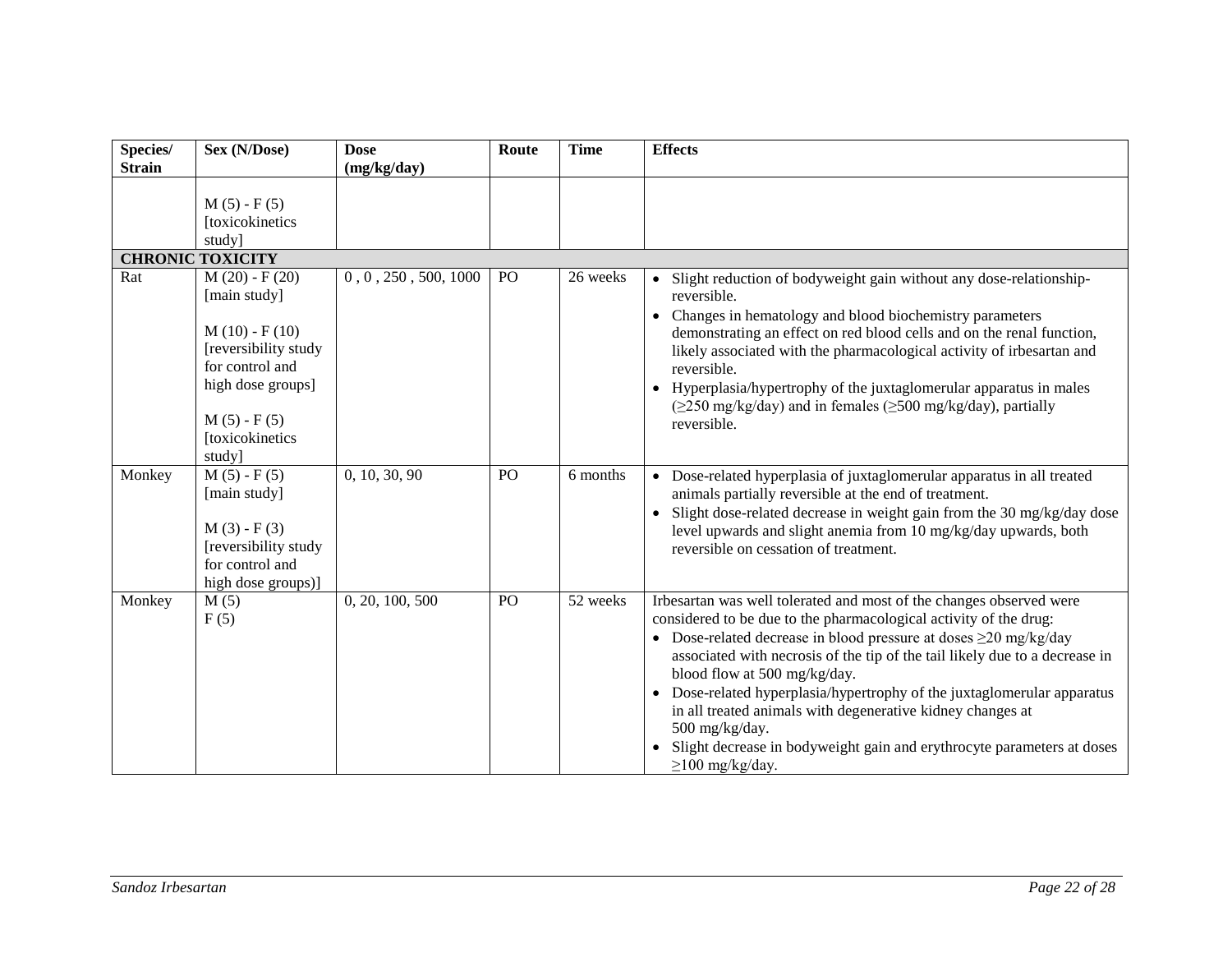| Species/ Strain | Sex (N/Dose) | Dose (mg/kg/day) | Route | Time | Effects |
|---|---|---|---|---|---|
| | M (5) - F (5) [toxicokinetics study] | | | | |
| **CHRONIC TOXICITY** | | | | | |
| Rat | M (20) - F (20) [main study]<br><br>M (10) - F (10) [reversibility study for control and high dose groups]<br><br>M (5) - F (5) [toxicokinetics study] | 0 , 0 , 250 , 500, 1000 | PO | 26 weeks | • Slight reduction of bodyweight gain without any dose-relationship- reversible.<br>• Changes in hematology and blood biochemistry parameters demonstrating an effect on red blood cells and on the renal function, likely associated with the pharmacological activity of irbesartan and reversible.<br>• Hyperplasia/hypertrophy of the juxtaglomerular apparatus in males (≥250 mg/kg/day) and in females (≥500 mg/kg/day), partially reversible. |
| Monkey | M (5) - F (5) [main study]<br><br>M (3) - F (3) [reversibility study for control and high dose groups)] | 0, 10, 30, 90 | PO | 6 months | • Dose-related hyperplasia of juxtaglomerular apparatus in all treated animals partially reversible at the end of treatment.<br>• Slight dose-related decrease in weight gain from the 30 mg/kg/day dose level upwards and slight anemia from 10 mg/kg/day upwards, both reversible on cessation of treatment. |
| Monkey | M (5)<br>F (5) | 0, 20, 100, 500 | PO | 52 weeks | Irbesartan was well tolerated and most of the changes observed were considered to be due to the pharmacological activity of the drug:<br>• Dose-related decrease in blood pressure at doses ≥20 mg/kg/day associated with necrosis of the tip of the tail likely due to a decrease in blood flow at 500 mg/kg/day.<br>• Dose-related hyperplasia/hypertrophy of the juxtaglomerular apparatus in all treated animals with degenerative kidney changes at 500 mg/kg/day.<br>• Slight decrease in bodyweight gain and erythrocyte parameters at doses ≥100 mg/kg/day. |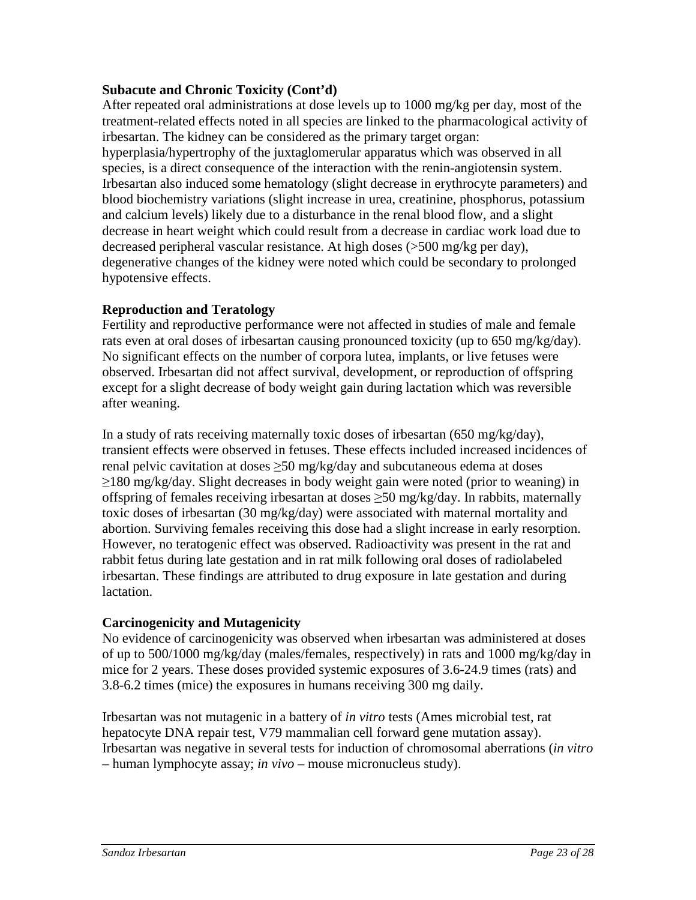**Subacute and Chronic Toxicity (Cont'd)**

After repeated oral administrations at dose levels up to 1000 mg/kg per day, most of the treatment-related effects noted in all species are linked to the pharmacological activity of irbesartan. The kidney can be considered as the primary target organ: hyperplasia/hypertrophy of the juxtaglomerular apparatus which was observed in all species, is a direct consequence of the interaction with the renin-angiotensin system. Irbesartan also induced some hematology (slight decrease in erythrocyte parameters) and blood biochemistry variations (slight increase in urea, creatinine, phosphorus, potassium and calcium levels) likely due to a disturbance in the renal blood flow, and a slight decrease in heart weight which could result from a decrease in cardiac work load due to decreased peripheral vascular resistance. At high doses (>500 mg/kg per day), degenerative changes of the kidney were noted which could be secondary to prolonged hypotensive effects.

**Reproduction and Teratology**

Fertility and reproductive performance were not affected in studies of male and female rats even at oral doses of irbesartan causing pronounced toxicity (up to 650 mg/kg/day). No significant effects on the number of corpora lutea, implants, or live fetuses were observed. Irbesartan did not affect survival, development, or reproduction of offspring except for a slight decrease of body weight gain during lactation which was reversible after weaning.

In a study of rats receiving maternally toxic doses of irbesartan (650 mg/kg/day), transient effects were observed in fetuses. These effects included increased incidences of renal pelvic cavitation at doses ≥50 mg/kg/day and subcutaneous edema at doses ≥180 mg/kg/day. Slight decreases in body weight gain were noted (prior to weaning) in offspring of females receiving irbesartan at doses ≥50 mg/kg/day. In rabbits, maternally toxic doses of irbesartan (30 mg/kg/day) were associated with maternal mortality and abortion. Surviving females receiving this dose had a slight increase in early resorption. However, no teratogenic effect was observed. Radioactivity was present in the rat and rabbit fetus during late gestation and in rat milk following oral doses of radiolabeled irbesartan. These findings are attributed to drug exposure in late gestation and during lactation.

**Carcinogenicity and Mutagenicity**

No evidence of carcinogenicity was observed when irbesartan was administered at doses of up to 500/1000 mg/kg/day (males/females, respectively) in rats and 1000 mg/kg/day in mice for 2 years. These doses provided systemic exposures of 3.6-24.9 times (rats) and 3.8-6.2 times (mice) the exposures in humans receiving 300 mg daily.

Irbesartan was not mutagenic in a battery of *in vitro* tests (Ames microbial test, rat hepatocyte DNA repair test, V79 mammalian cell forward gene mutation assay). Irbesartan was negative in several tests for induction of chromosomal aberrations (*in vitro* – human lymphocyte assay; *in vivo* – mouse micronucleus study).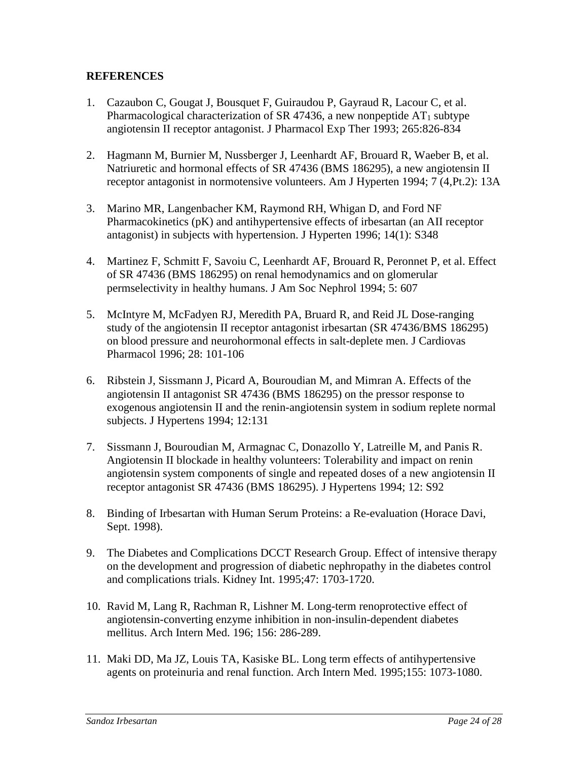## REFERENCES

1. Cazaubon C, Gougat J, Bousquet F, Guiraudou P, Gayraud R, Lacour C, et al. Pharmacological characterization of SR 47436, a new nonpeptide $AT_1$ subtype angiotensin II receptor antagonist. J Pharmacol Exp Ther 1993; 265:826-834

2. Hagmann M, Burnier M, Nussberger J, Leenhardt AF, Brouard R, Waeber B, et al. Natriuretic and hormonal effects of SR 47436 (BMS 186295), a new angiotensin II receptor antagonist in normotensive volunteers. Am J Hyperten 1994; 7 (4,Pt.2): 13A

3. Marino MR, Langenbacher KM, Raymond RH, Whigan D, and Ford NF Pharmacokinetics (pK) and antihypertensive effects of irbesartan (an AII receptor antagonist) in subjects with hypertension. J Hyperten 1996; 14(1): S348

4. Martinez F, Schmitt F, Savoiu C, Leenhardt AF, Brouard R, Peronnet P, et al. Effect of SR 47436 (BMS 186295) on renal hemodynamics and on glomerular permselectivity in healthy humans. J Am Soc Nephrol 1994; 5: 607

5. McIntyre M, McFadyen RJ, Meredith PA, Bruard R, and Reid JL Dose-ranging study of the angiotensin II receptor antagonist irbesartan (SR 47436/BMS 186295) on blood pressure and neurohormonal effects in salt-deplete men. J Cardiovas Pharmacol 1996; 28: 101-106

6. Ribstein J, Sissmann J, Picard A, Bouroudian M, and Mimran A. Effects of the angiotensin II antagonist SR 47436 (BMS 186295) on the pressor response to exogenous angiotensin II and the renin-angiotensin system in sodium replete normal subjects. J Hypertens 1994; 12:131

7. Sissmann J, Bouroudian M, Armagnac C, Donazollo Y, Latreille M, and Panis R. Angiotensin II blockade in healthy volunteers: Tolerability and impact on renin angiotensin system components of single and repeated doses of a new angiotensin II receptor antagonist SR 47436 (BMS 186295). J Hypertens 1994; 12: S92

8. Binding of Irbesartan with Human Serum Proteins: a Re-evaluation (Horace Davi, Sept. 1998).

9. The Diabetes and Complications DCCT Research Group. Effect of intensive therapy on the development and progression of diabetic nephropathy in the diabetes control and complications trials. Kidney Int. 1995;47: 1703-1720.

10. Ravid M, Lang R, Rachman R, Lishner M. Long-term renoprotective effect of angiotensin-converting enzyme inhibition in non-insulin-dependent diabetes mellitus. Arch Intern Med. 196; 156: 286-289.

11. Maki DD, Ma JZ, Louis TA, Kasiske BL. Long term effects of antihypertensive agents on proteinuria and renal function. Arch Intern Med. 1995;155: 1073-1080.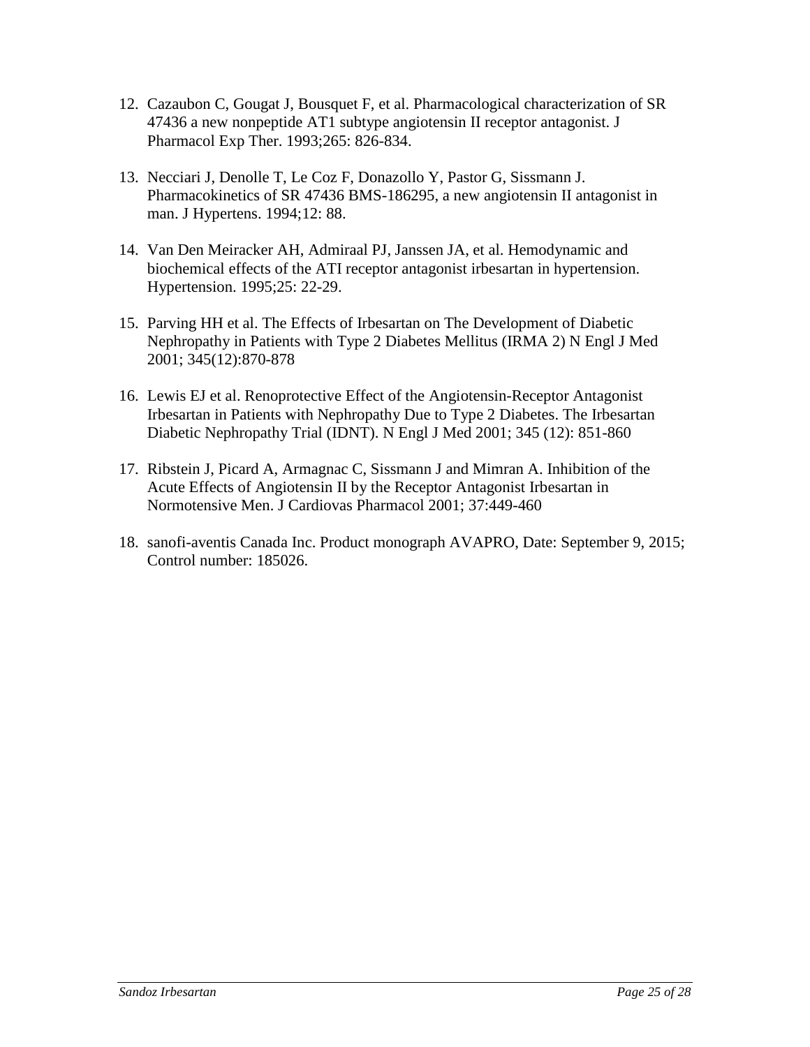12. Cazaubon C, Gougat J, Bousquet F, et al. Pharmacological characterization of SR 47436 a new nonpeptide AT1 subtype angiotensin II receptor antagonist. J Pharmacol Exp Ther. 1993;265: 826-834.

13. Necciari J, Denolle T, Le Coz F, Donazollo Y, Pastor G, Sissmann J. Pharmacokinetics of SR 47436 BMS-186295, a new angiotensin II antagonist in man. J Hypertens. 1994;12: 88.

14. Van Den Meiracker AH, Admiraal PJ, Janssen JA, et al. Hemodynamic and biochemical effects of the ATI receptor antagonist irbesartan in hypertension. Hypertension. 1995;25: 22-29.

15. Parving HH et al. The Effects of Irbesartan on The Development of Diabetic Nephropathy in Patients with Type 2 Diabetes Mellitus (IRMA 2) N Engl J Med 2001; 345(12):870-878

16. Lewis EJ et al. Renoprotective Effect of the Angiotensin-Receptor Antagonist Irbesartan in Patients with Nephropathy Due to Type 2 Diabetes. The Irbesartan Diabetic Nephropathy Trial (IDNT). N Engl J Med 2001; 345 (12): 851-860

17. Ribstein J, Picard A, Armagnac C, Sissmann J and Mimran A. Inhibition of the Acute Effects of Angiotensin II by the Receptor Antagonist Irbesartan in Normotensive Men. J Cardiovas Pharmacol 2001; 37:449-460

18. sanofi-aventis Canada Inc. Product monograph AVAPRO, Date: September 9, 2015; Control number: 185026.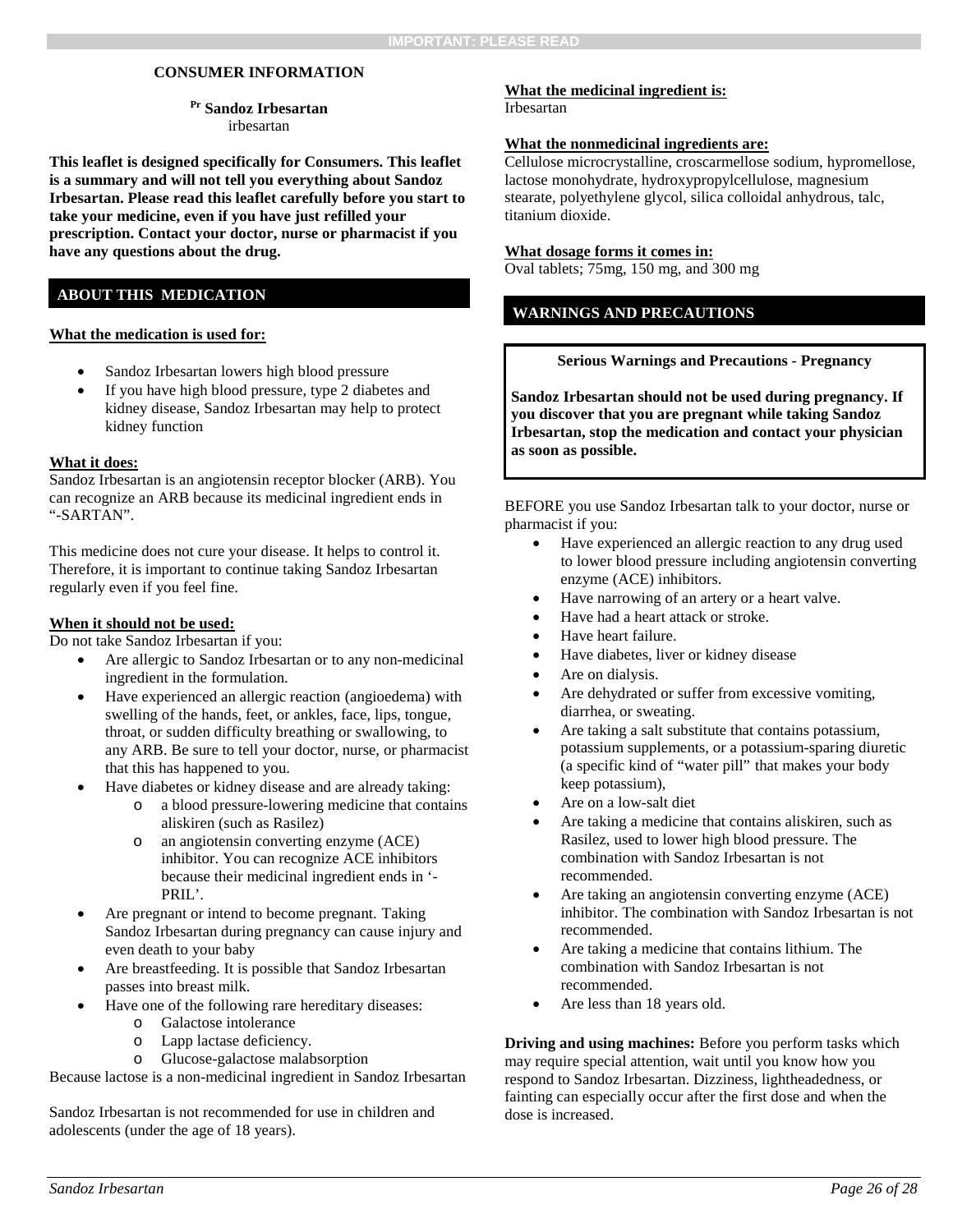**CONSUMER INFORMATION**

**Pr Sandoz Irbesartan**
irbesartan

**This leaflet is designed specifically for Consumers. This leaflet is a summary and will not tell you everything about Sandoz Irbesartan. Please read this leaflet carefully before you start to take your medicine, even if you have just refilled your prescription. Contact your doctor, nurse or pharmacist if you have any questions about the drug.**

## ABOUT THIS MEDICATION

**What the medication is used for:**

- Sandoz Irbesartan lowers high blood pressure
- If you have high blood pressure, type 2 diabetes and kidney disease, Sandoz Irbesartan may help to protect kidney function

**What it does:**
Sandoz Irbesartan is an angiotensin receptor blocker (ARB). You can recognize an ARB because its medicinal ingredient ends in "-SARTAN".

This medicine does not cure your disease. It helps to control it. Therefore, it is important to continue taking Sandoz Irbesartan regularly even if you feel fine.

**When it should not be used:**
Do not take Sandoz Irbesartan if you:

- Are allergic to Sandoz Irbesartan or to any non-medicinal ingredient in the formulation.
- Have experienced an allergic reaction (angioedema) with swelling of the hands, feet, or ankles, face, lips, tongue, throat, or sudden difficulty breathing or swallowing, to any ARB. Be sure to tell your doctor, nurse, or pharmacist that this has happened to you.
- Have diabetes or kidney disease and are already taking:
  - a blood pressure-lowering medicine that contains aliskiren (such as Rasilez)
  - an angiotensin converting enzyme (ACE) inhibitor. You can recognize ACE inhibitors because their medicinal ingredient ends in '-PRIL'.
- Are pregnant or intend to become pregnant. Taking Sandoz Irbesartan during pregnancy can cause injury and even death to your baby
- Are breastfeeding. It is possible that Sandoz Irbesartan passes into breast milk.
- Have one of the following rare hereditary diseases:
  - Galactose intolerance
  - Lapp lactase deficiency.
  - Glucose-galactose malabsorption

Because lactose is a non-medicinal ingredient in Sandoz Irbesartan

Sandoz Irbesartan is not recommended for use in children and adolescents (under the age of 18 years).

**What the medicinal ingredient is:**
Irbesartan

**What the nonmedicinal ingredients are:**
Cellulose microcrystalline, croscarmellose sodium, hypromellose, lactose monohydrate, hydroxypropylcellulose, magnesium stearate, polyethylene glycol, silica colloidal anhydrous, talc, titanium dioxide.

**What dosage forms it comes in:**
Oval tablets; 75mg, 150 mg, and 300 mg

## WARNINGS AND PRECAUTIONS

**Serious Warnings and Precautions - Pregnancy**

**Sandoz Irbesartan should not be used during pregnancy. If you discover that you are pregnant while taking Sandoz Irbesartan, stop the medication and contact your physician as soon as possible.**

BEFORE you use Sandoz Irbesartan talk to your doctor, nurse or pharmacist if you:

- Have experienced an allergic reaction to any drug used to lower blood pressure including angiotensin converting enzyme (ACE) inhibitors.
- Have narrowing of an artery or a heart valve.
- Have had a heart attack or stroke.
- Have heart failure.
- Have diabetes, liver or kidney disease
- Are on dialysis.
- Are dehydrated or suffer from excessive vomiting, diarrhea, or sweating.
- Are taking a salt substitute that contains potassium, potassium supplements, or a potassium-sparing diuretic (a specific kind of "water pill" that makes your body keep potassium),
- Are on a low-salt diet
- Are taking a medicine that contains aliskiren, such as Rasilez, used to lower high blood pressure. The combination with Sandoz Irbesartan is not recommended.
- Are taking an angiotensin converting enzyme (ACE) inhibitor. The combination with Sandoz Irbesartan is not recommended.
- Are taking a medicine that contains lithium. The combination with Sandoz Irbesartan is not recommended.
- Are less than 18 years old.

**Driving and using machines:** Before you perform tasks which may require special attention, wait until you know how you respond to Sandoz Irbesartan. Dizziness, lightheadedness, or fainting can especially occur after the first dose and when the dose is increased.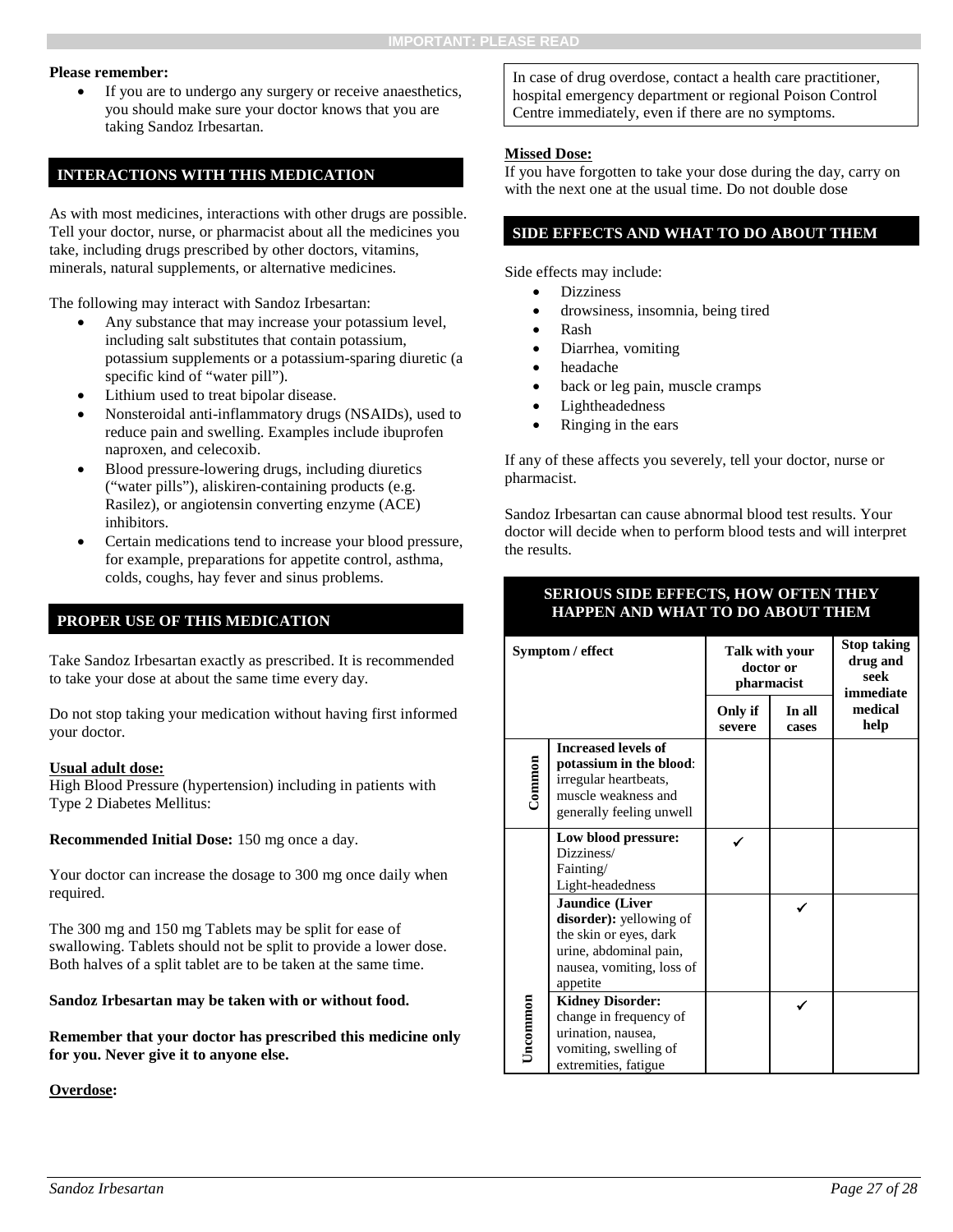IMPORTANT: PLEASE READ

**Please remember:**

- If you are to undergo any surgery or receive anaesthetics, you should make sure your doctor knows that you are taking Sandoz Irbesartan.

## INTERACTIONS WITH THIS MEDICATION

As with most medicines, interactions with other drugs are possible. Tell your doctor, nurse, or pharmacist about all the medicines you take, including drugs prescribed by other doctors, vitamins, minerals, natural supplements, or alternative medicines.

The following may interact with Sandoz Irbesartan:

- Any substance that may increase your potassium level, including salt substitutes that contain potassium, potassium supplements or a potassium-sparing diuretic (a specific kind of "water pill").
- Lithium used to treat bipolar disease.
- Nonsteroidal anti-inflammatory drugs (NSAIDs), used to reduce pain and swelling. Examples include ibuprofen naproxen, and celecoxib.
- Blood pressure-lowering drugs, including diuretics ("water pills"), aliskiren-containing products (e.g. Rasilez), or angiotensin converting enzyme (ACE) inhibitors.
- Certain medications tend to increase your blood pressure, for example, preparations for appetite control, asthma, colds, coughs, hay fever and sinus problems.

## PROPER USE OF THIS MEDICATION

Take Sandoz Irbesartan exactly as prescribed. It is recommended to take your dose at about the same time every day.

Do not stop taking your medication without having first informed your doctor.

**Usual adult dose:**

High Blood Pressure (hypertension) including in patients with Type 2 Diabetes Mellitus:

**Recommended Initial Dose:** 150 mg once a day.

Your doctor can increase the dosage to 300 mg once daily when required.

The 300 mg and 150 mg Tablets may be split for ease of swallowing. Tablets should not be split to provide a lower dose. Both halves of a split tablet are to be taken at the same time.

**Sandoz Irbesartan may be taken with or without food.**

**Remember that your doctor has prescribed this medicine only for you. Never give it to anyone else.**

**Overdose:**

In case of drug overdose, contact a health care practitioner, hospital emergency department or regional Poison Control Centre immediately, even if there are no symptoms.

**Missed Dose:**

If you have forgotten to take your dose during the day, carry on with the next one at the usual time. Do not double dose

## SIDE EFFECTS AND WHAT TO DO ABOUT THEM

Side effects may include:

- Dizziness
- drowsiness, insomnia, being tired
- Rash
- Diarrhea, vomiting
- headache
- back or leg pain, muscle cramps
- Lightheadedness
- Ringing in the ears

If any of these affects you severely, tell your doctor, nurse or pharmacist.

Sandoz Irbesartan can cause abnormal blood test results. Your doctor will decide when to perform blood tests and will interpret the results.

**SERIOUS SIDE EFFECTS, HOW OFTEN THEY HAPPEN AND WHAT TO DO ABOUT THEM**

| | Symptom / effect | Talk with your doctor or pharmacist | | Stop taking drug and seek immediate medical help |
|---|---|---|---|---|
| | | Only if severe | In all cases | |
| Common | **Increased levels of potassium in the blood**: irregular heartbeats, muscle weakness and generally feeling unwell | | | |
| Uncommon | **Low blood pressure:** Dizziness/ Fainting/ Light-headedness | ✓ | | |
| | **Jaundice (Liver disorder):** yellowing of the skin or eyes, dark urine, abdominal pain, nausea, vomiting, loss of appetite | | ✓ | |
| | **Kidney Disorder:** change in frequency of urination, nausea, vomiting, swelling of extremities, fatigue | | ✓ | |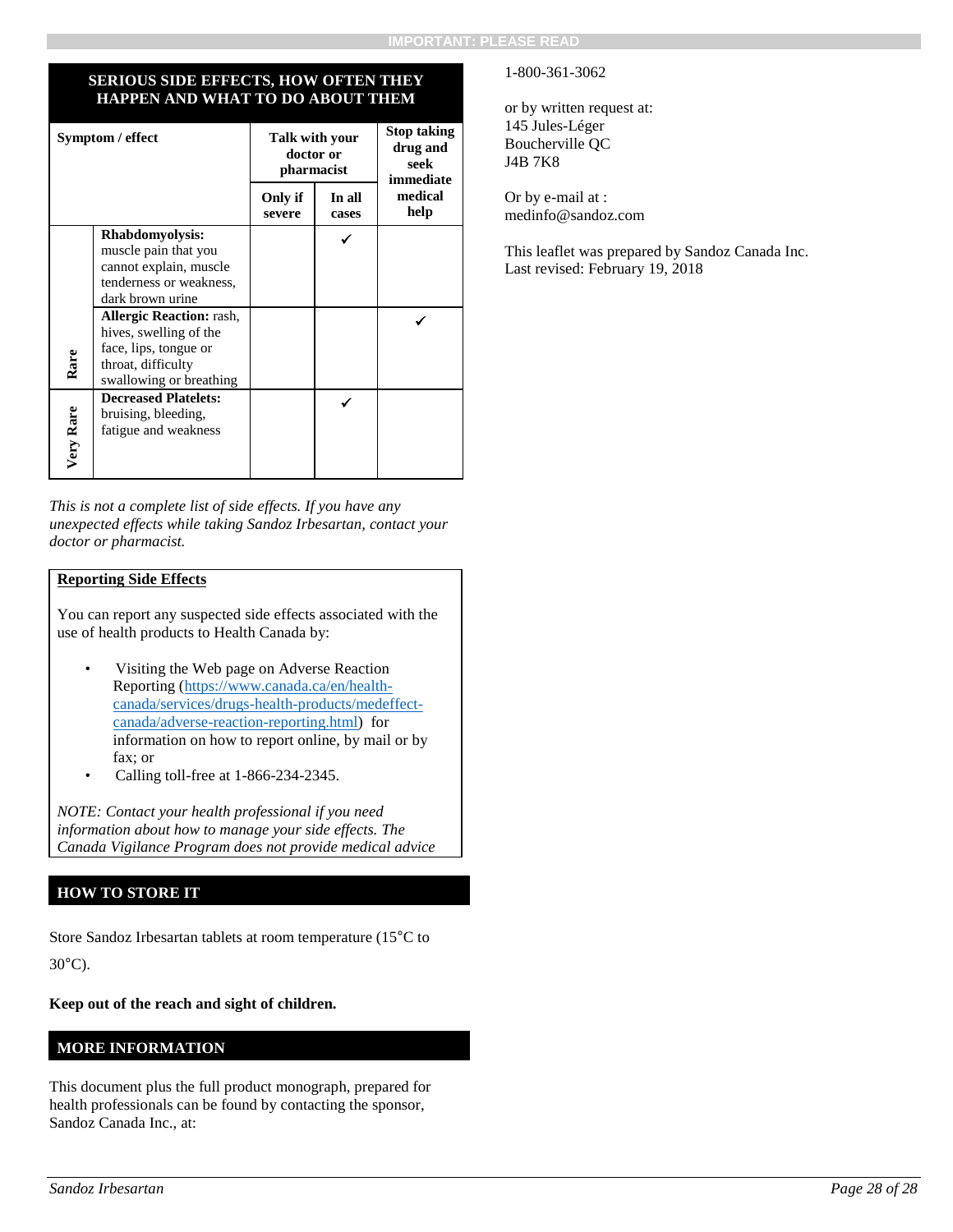## SERIOUS SIDE EFFECTS, HOW OFTEN THEY HAPPEN AND WHAT TO DO ABOUT THEM

| Symptom / effect | | Talk with your doctor or pharmacist | | Stop taking drug and seek immediate medical help |
|---|---|---|---|---|
| | | Only if severe | In all cases | |
| Rare | **Rhabdomyolysis:** muscle pain that you cannot explain, muscle tenderness or weakness, dark brown urine | | ✓ | |
| Rare | **Allergic Reaction:** rash, hives, swelling of the face, lips, tongue or throat, difficulty swallowing or breathing | | | ✓ |
| Very Rare | **Decreased Platelets:** bruising, bleeding, fatigue and weakness | | ✓ | |

*This is not a complete list of side effects. If you have any unexpected effects while taking Sandoz Irbesartan, contact your doctor or pharmacist.*

**Reporting Side Effects**

You can report any suspected side effects associated with the use of health products to Health Canada by:

- Visiting the Web page on Adverse Reaction Reporting (https://www.canada.ca/en/health-canada/services/drugs-health-products/medeffect-canada/adverse-reaction-reporting.html) for information on how to report online, by mail or by fax; or
- Calling toll-free at 1-866-234-2345.

*NOTE: Contact your health professional if you need information about how to manage your side effects. The Canada Vigilance Program does not provide medical advice*

## HOW TO STORE IT

Store Sandoz Irbesartan tablets at room temperature (15°C to 30°C).

**Keep out of the reach and sight of children.**

## MORE INFORMATION

This document plus the full product monograph, prepared for health professionals can be found by contacting the sponsor, Sandoz Canada Inc., at:

1-800-361-3062

or by written request at:
145 Jules-Léger
Boucherville QC
J4B 7K8

Or by e-mail at :
medinfo@sandoz.com

This leaflet was prepared by Sandoz Canada Inc.
Last revised: February 19, 2018